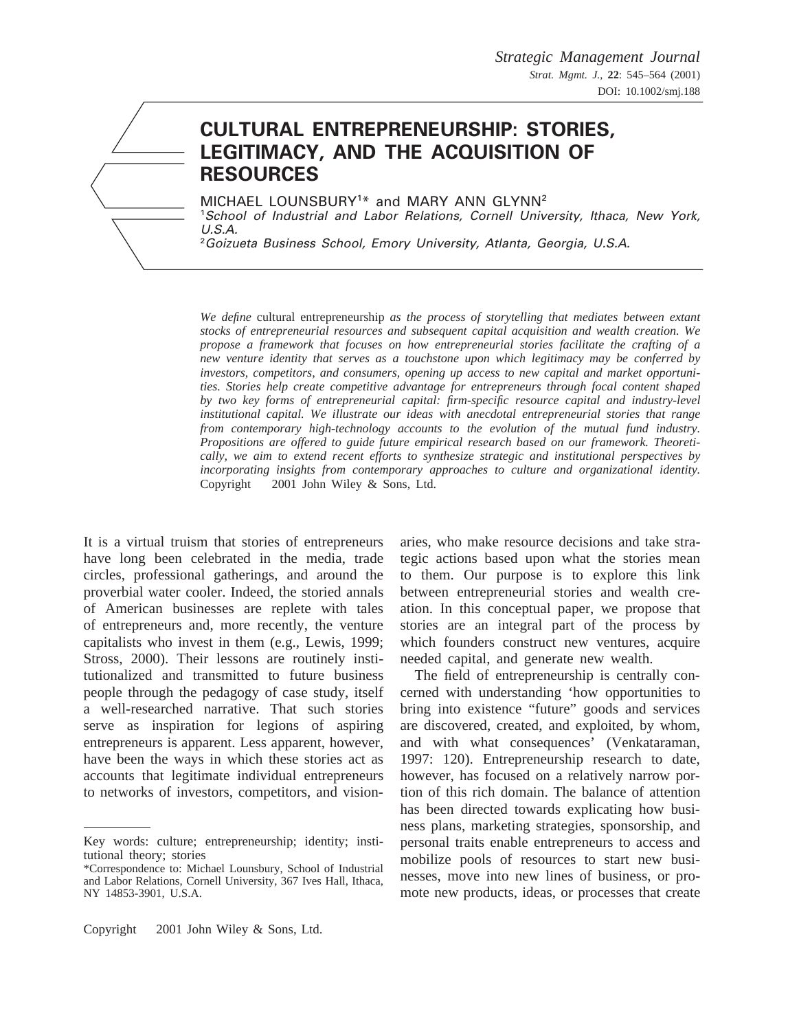# CULTURAL ENTREPRENEURSHIP: STORIES, LEGITIMACY, AND THE ACQUISITION OF RESOURCES

MICHAEL LOUNSBURY[1]* and MARY ANN GLYNN[2]

[1] *School of Industrial and Labor Relations, Cornell University, Ithaca, New York, U.S.A.*

[2] *Goizueta Business School, Emory University, Atlanta, Georgia, U.S.A.*

*We define* cultural entrepreneurship *as the process of storytelling that mediates between extant stocks of entrepreneurial resources and subsequent capital acquisition and wealth creation. We propose a framework that focuses on how entrepreneurial stories facilitate the crafting of a new venture identity that serves as a touchstone upon which legitimacy may be conferred by investors, competitors, and consumers, opening up access to new capital and market opportunities. Stories help create competitive advantage for entrepreneurs through focal content shaped by two key forms of entrepreneurial capital: firm-specific resource capital and industry-level institutional capital. We illustrate our ideas with anecdotal entrepreneurial stories that range from contemporary high-technology accounts to the evolution of the mutual fund industry. Propositions are offered to guide future empirical research based on our framework. Theoretically, we aim to extend recent efforts to synthesize strategic and institutional perspectives by incorporating insights from contemporary approaches to culture and organizational identity.* Copyright © 2001 John Wiley & Sons, Ltd.

It is a virtual truism that stories of entrepreneurs have long been celebrated in the media, trade circles, professional gatherings, and around the proverbial water cooler. Indeed, the storied annals of American businesses are replete with tales of entrepreneurs and, more recently, the venture capitalists who invest in them (e.g., Lewis, 1999; Stross, 2000). Their lessons are routinely institutionalized and transmitted to future business people through the pedagogy of case study, itself a well-researched narrative. That such stories serve as inspiration for legions of aspiring entrepreneurs is apparent. Less apparent, however, have been the ways in which these stories act as accounts that legitimate individual entrepreneurs to networks of investors, competitors, and visionaries, who make resource decisions and take strategic actions based upon what the stories mean to them. Our purpose is to explore this link between entrepreneurial stories and wealth creation. In this conceptual paper, we propose that stories are an integral part of the process by which founders construct new ventures, acquire needed capital, and generate new wealth.

The field of entrepreneurship is centrally concerned with understanding 'how opportunities to bring into existence "future" goods and services are discovered, created, and exploited, by whom, and with what consequences' (Venkataraman, 1997: 120). Entrepreneurship research to date, however, has focused on a relatively narrow portion of this rich domain. The balance of attention has been directed towards explicating how business plans, marketing strategies, sponsorship, and personal traits enable entrepreneurs to access and mobilize pools of resources to start new businesses, move into new lines of business, or promote new products, ideas, or processes that create

---

Key words: culture; entrepreneurship; identity; institutional theory; stories

*Correspondence to: Michael Lounsbury, School of Industrial and Labor Relations, Cornell University, 367 Ives Hall, Ithaca, NY 14853-3901, U.S.A.

Copyright © 2001 John Wiley & Sons, Ltd.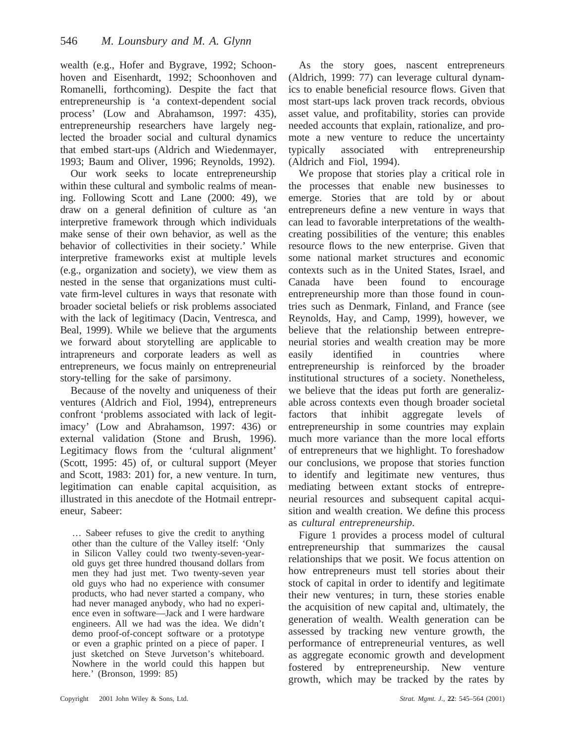wealth (e.g., Hofer and Bygrave, 1992; Schoonhoven and Eisenhardt, 1992; Schoonhoven and Romanelli, forthcoming). Despite the fact that entrepreneurship is 'a context-dependent social process' (Low and Abrahamson, 1997: 435), entrepreneurship researchers have largely neglected the broader social and cultural dynamics that embed start-ups (Aldrich and Wiedenmayer, 1993; Baum and Oliver, 1996; Reynolds, 1992).

Our work seeks to locate entrepreneurship within these cultural and symbolic realms of meaning. Following Scott and Lane (2000: 49), we draw on a general definition of culture as 'an interpretive framework through which individuals make sense of their own behavior, as well as the behavior of collectivities in their society.' While interpretive frameworks exist at multiple levels (e.g., organization and society), we view them as nested in the sense that organizations must cultivate firm-level cultures in ways that resonate with broader societal beliefs or risk problems associated with the lack of legitimacy (Dacin, Ventresca, and Beal, 1999). While we believe that the arguments we forward about storytelling are applicable to intrapreneurs and corporate leaders as well as entrepreneurs, we focus mainly on entrepreneurial story-telling for the sake of parsimony.

Because of the novelty and uniqueness of their ventures (Aldrich and Fiol, 1994), entrepreneurs confront 'problems associated with lack of legitimacy' (Low and Abrahamson, 1997: 436) or external validation (Stone and Brush, 1996). Legitimacy flows from the 'cultural alignment' (Scott, 1995: 45) of, or cultural support (Meyer and Scott, 1983: 201) for, a new venture. In turn, legitimation can enable capital acquisition, as illustrated in this anecdote of the Hotmail entrepreneur, Sabeer:

> … Sabeer refuses to give the credit to anything other than the culture of the Valley itself: 'Only in Silicon Valley could two twenty-seven-year-old guys get three hundred thousand dollars from men they had just met. Two twenty-seven year old guys who had no experience with consumer products, who had never started a company, who had never managed anybody, who had no experience even in software—Jack and I were hardware engineers. All we had was the idea. We didn't demo proof-of-concept software or a prototype or even a graphic printed on a piece of paper. I just sketched on Steve Jurvetson's whiteboard. Nowhere in the world could this happen but here.' (Bronson, 1999: 85)

As the story goes, nascent entrepreneurs (Aldrich, 1999: 77) can leverage cultural dynamics to enable beneficial resource flows. Given that most start-ups lack proven track records, obvious asset value, and profitability, stories can provide needed accounts that explain, rationalize, and promote a new venture to reduce the uncertainty typically associated with entrepreneurship (Aldrich and Fiol, 1994).

We propose that stories play a critical role in the processes that enable new businesses to emerge. Stories that are told by or about entrepreneurs define a new venture in ways that can lead to favorable interpretations of the wealth-creating possibilities of the venture; this enables resource flows to the new enterprise. Given that some national market structures and economic contexts such as in the United States, Israel, and Canada have been found to encourage entrepreneurship more than those found in countries such as Denmark, Finland, and France (see Reynolds, Hay, and Camp, 1999), however, we believe that the relationship between entrepreneurial stories and wealth creation may be more easily identified in countries where entrepreneurship is reinforced by the broader institutional structures of a society. Nonetheless, we believe that the ideas put forth are generalizable across contexts even though broader societal factors that inhibit aggregate levels of entrepreneurship in some countries may explain much more variance than the more local efforts of entrepreneurs that we highlight. To foreshadow our conclusions, we propose that stories function to identify and legitimate new ventures, thus mediating between extant stocks of entrepreneurial resources and subsequent capital acquisition and wealth creation. We define this process as *cultural entrepreneurship*.

Figure 1 provides a process model of cultural entrepreneurship that summarizes the causal relationships that we posit. We focus attention on how entrepreneurs must tell stories about their stock of capital in order to identify and legitimate their new ventures; in turn, these stories enable the acquisition of new capital and, ultimately, the generation of wealth. Wealth generation can be assessed by tracking new venture growth, the performance of entrepreneurial ventures, as well as aggregate economic growth and development fostered by entrepreneurship. New venture growth, which may be tracked by the rates by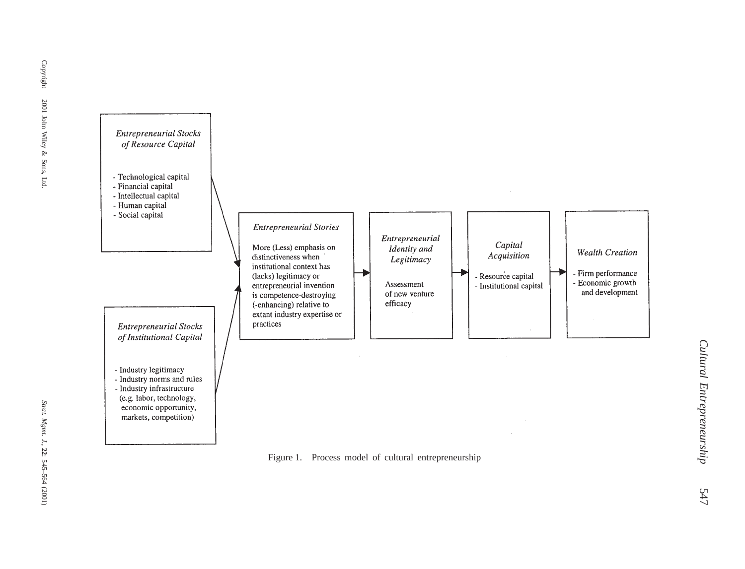**Entrepreneurial Stocks of Resource Capital**

- Technological capital
- Financial capital
- Intellectual capital
- Human capital
- Social capital

**Entrepreneurial Stocks of Institutional Capital**

- Industry legitimacy
- Industry norms and rules
- Industry infrastructure (e.g. labor, technology, economic opportunity, markets, competition)

**Entrepreneurial Stories**

More (Less) emphasis on distinctiveness when institutional context has (lacks) legitimacy or entrepreneurial invention is competence-destroying (-enhancing) relative to extant industry expertise or practices

→ **Entrepreneurial Identity and Legitimacy**

Assessment of new venture efficacy

→ **Capital Acquisition**

- Resource capital
- Institutional capital

→ **Wealth Creation**

- Firm performance
- Economic growth and development

Figure 1. Process model of cultural entrepreneurship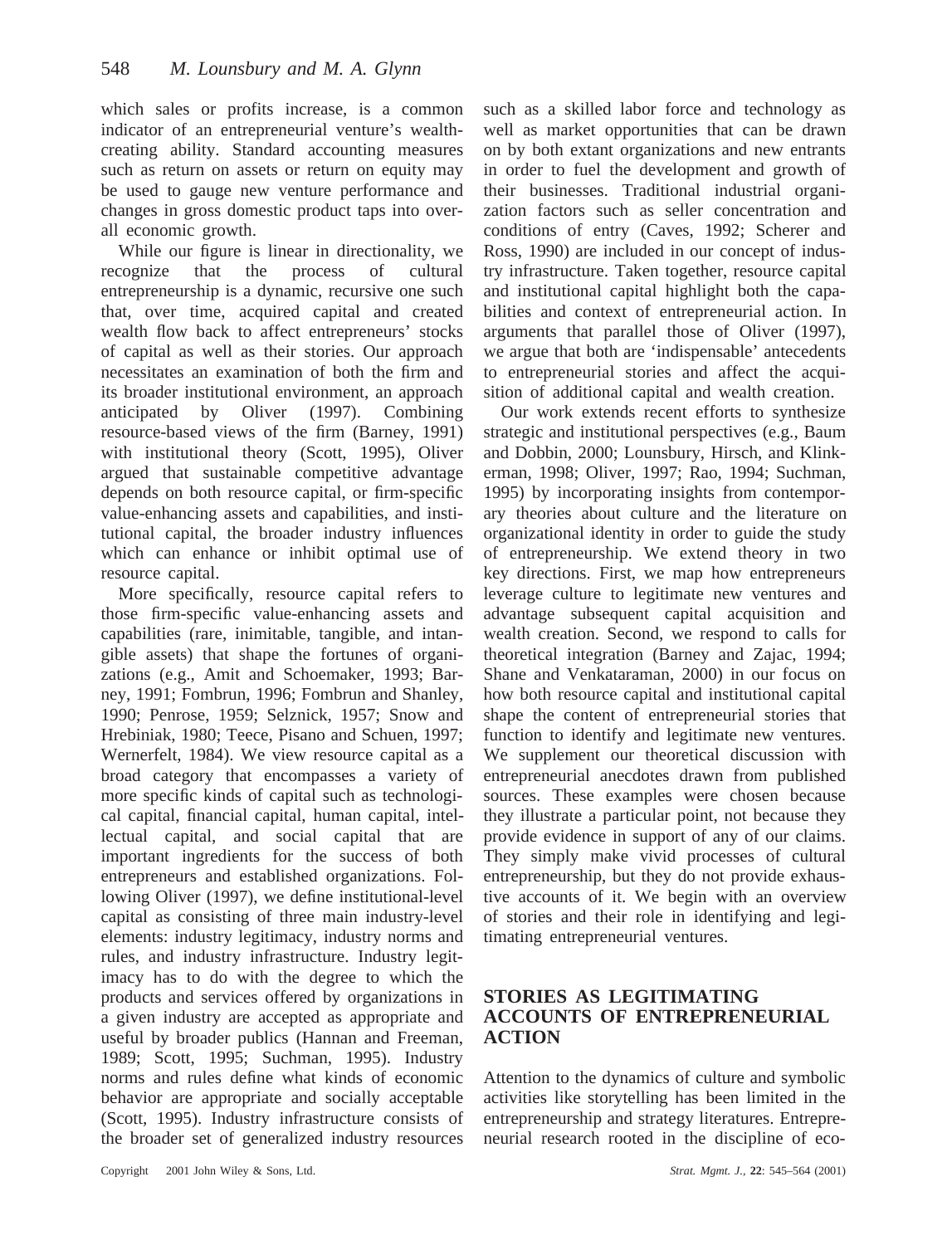which sales or profits increase, is a common indicator of an entrepreneurial venture's wealth-creating ability. Standard accounting measures such as return on assets or return on equity may be used to gauge new venture performance and changes in gross domestic product taps into overall economic growth.

While our figure is linear in directionality, we recognize that the process of cultural entrepreneurship is a dynamic, recursive one such that, over time, acquired capital and created wealth flow back to affect entrepreneurs' stocks of capital as well as their stories. Our approach necessitates an examination of both the firm and its broader institutional environment, an approach anticipated by Oliver (1997). Combining resource-based views of the firm (Barney, 1991) with institutional theory (Scott, 1995), Oliver argued that sustainable competitive advantage depends on both resource capital, or firm-specific value-enhancing assets and capabilities, and institutional capital, the broader industry influences which can enhance or inhibit optimal use of resource capital.

More specifically, resource capital refers to those firm-specific value-enhancing assets and capabilities (rare, inimitable, tangible, and intangible assets) that shape the fortunes of organizations (e.g., Amit and Schoemaker, 1993; Barney, 1991; Fombrun, 1996; Fombrun and Shanley, 1990; Penrose, 1959; Selznick, 1957; Snow and Hrebiniak, 1980; Teece, Pisano and Schuen, 1997; Wernerfelt, 1984). We view resource capital as a broad category that encompasses a variety of more specific kinds of capital such as technological capital, financial capital, human capital, intellectual capital, and social capital that are important ingredients for the success of both entrepreneurs and established organizations. Following Oliver (1997), we define institutional-level capital as consisting of three main industry-level elements: industry legitimacy, industry norms and rules, and industry infrastructure. Industry legitimacy has to do with the degree to which the products and services offered by organizations in a given industry are accepted as appropriate and useful by broader publics (Hannan and Freeman, 1989; Scott, 1995; Suchman, 1995). Industry norms and rules define what kinds of economic behavior are appropriate and socially acceptable (Scott, 1995). Industry infrastructure consists of the broader set of generalized industry resources such as a skilled labor force and technology as well as market opportunities that can be drawn on by both extant organizations and new entrants in order to fuel the development and growth of their businesses. Traditional industrial organization factors such as seller concentration and conditions of entry (Caves, 1992; Scherer and Ross, 1990) are included in our concept of industry infrastructure. Taken together, resource capital and institutional capital highlight both the capabilities and context of entrepreneurial action. In arguments that parallel those of Oliver (1997), we argue that both are 'indispensable' antecedents to entrepreneurial stories and affect the acquisition of additional capital and wealth creation.

Our work extends recent efforts to synthesize strategic and institutional perspectives (e.g., Baum and Dobbin, 2000; Lounsbury, Hirsch, and Klinkerman, 1998; Oliver, 1997; Rao, 1994; Suchman, 1995) by incorporating insights from contemporary theories about culture and the literature on organizational identity in order to guide the study of entrepreneurship. We extend theory in two key directions. First, we map how entrepreneurs leverage culture to legitimate new ventures and advantage subsequent capital acquisition and wealth creation. Second, we respond to calls for theoretical integration (Barney and Zajac, 1994; Shane and Venkataraman, 2000) in our focus on how both resource capital and institutional capital shape the content of entrepreneurial stories that function to identify and legitimate new ventures. We supplement our theoretical discussion with entrepreneurial anecdotes drawn from published sources. These examples were chosen because they illustrate a particular point, not because they provide evidence in support of any of our claims. They simply make vivid processes of cultural entrepreneurship, but they do not provide exhaustive accounts of it. We begin with an overview of stories and their role in identifying and legitimating entrepreneurial ventures.

## STORIES AS LEGITIMATING ACCOUNTS OF ENTREPRENEURIAL ACTION

Attention to the dynamics of culture and symbolic activities like storytelling has been limited in the entrepreneurship and strategy literatures. Entrepreneurial research rooted in the discipline of eco-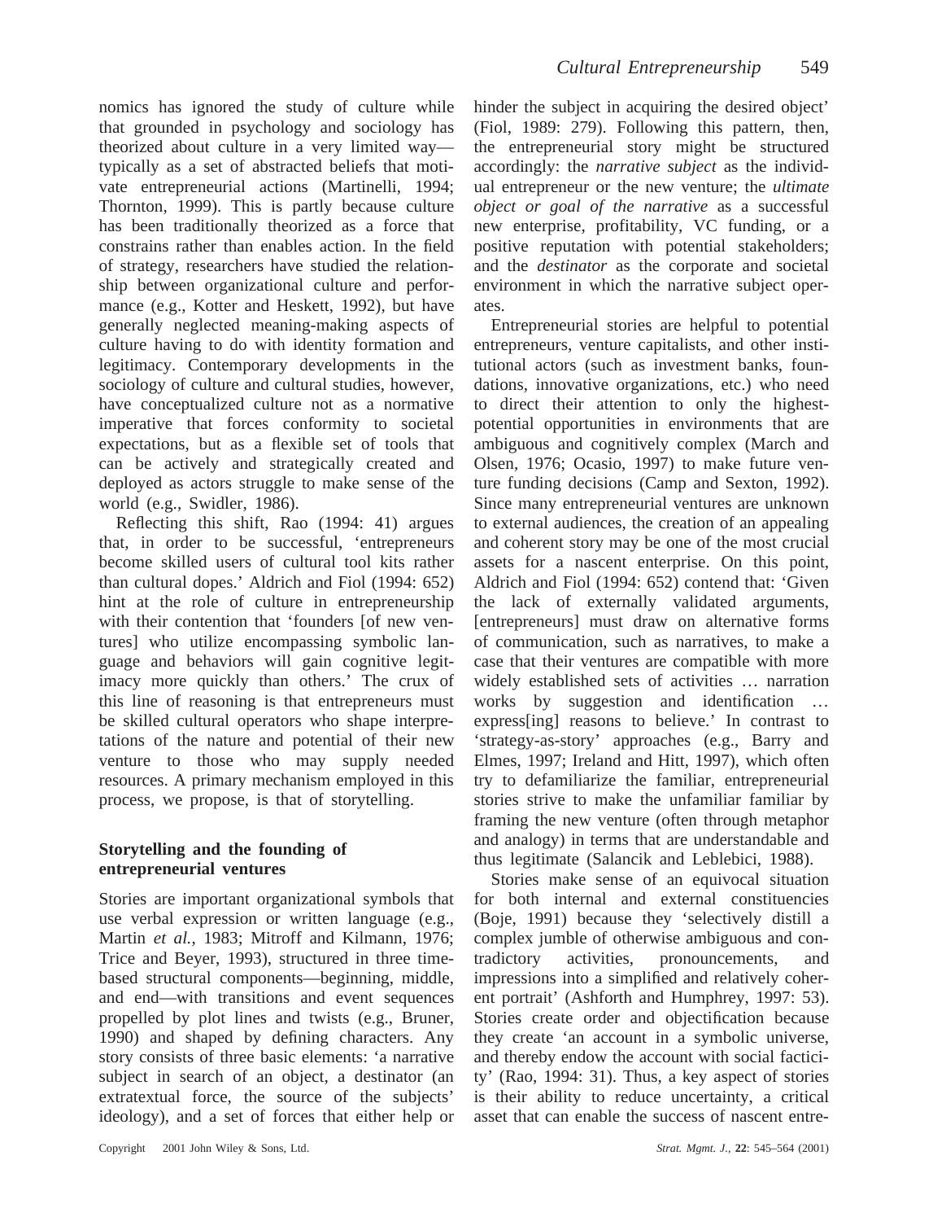nomics has ignored the study of culture while that grounded in psychology and sociology has theorized about culture in a very limited way—typically as a set of abstracted beliefs that motivate entrepreneurial actions (Martinelli, 1994; Thornton, 1999). This is partly because culture has been traditionally theorized as a force that constrains rather than enables action. In the field of strategy, researchers have studied the relationship between organizational culture and performance (e.g., Kotter and Heskett, 1992), but have generally neglected meaning-making aspects of culture having to do with identity formation and legitimacy. Contemporary developments in the sociology of culture and cultural studies, however, have conceptualized culture not as a normative imperative that forces conformity to societal expectations, but as a flexible set of tools that can be actively and strategically created and deployed as actors struggle to make sense of the world (e.g., Swidler, 1986).

Reflecting this shift, Rao (1994: 41) argues that, in order to be successful, 'entrepreneurs become skilled users of cultural tool kits rather than cultural dopes.' Aldrich and Fiol (1994: 652) hint at the role of culture in entrepreneurship with their contention that 'founders [of new ventures] who utilize encompassing symbolic language and behaviors will gain cognitive legitimacy more quickly than others.' The crux of this line of reasoning is that entrepreneurs must be skilled cultural operators who shape interpretations of the nature and potential of their new venture to those who may supply needed resources. A primary mechanism employed in this process, we propose, is that of storytelling.

## Storytelling and the founding of entrepreneurial ventures

Stories are important organizational symbols that use verbal expression or written language (e.g., Martin *et al.*, 1983; Mitroff and Kilmann, 1976; Trice and Beyer, 1993), structured in three time-based structural components—beginning, middle, and end—with transitions and event sequences propelled by plot lines and twists (e.g., Bruner, 1990) and shaped by defining characters. Any story consists of three basic elements: 'a narrative subject in search of an object, a destinator (an extratextual force, the source of the subjects' ideology), and a set of forces that either help or hinder the subject in acquiring the desired object' (Fiol, 1989: 279). Following this pattern, then, the entrepreneurial story might be structured accordingly: the *narrative subject* as the individual entrepreneur or the new venture; the *ultimate object or goal of the narrative* as a successful new enterprise, profitability, VC funding, or a positive reputation with potential stakeholders; and the *destinator* as the corporate and societal environment in which the narrative subject operates.

Entrepreneurial stories are helpful to potential entrepreneurs, venture capitalists, and other institutional actors (such as investment banks, foundations, innovative organizations, etc.) who need to direct their attention to only the highest-potential opportunities in environments that are ambiguous and cognitively complex (March and Olsen, 1976; Ocasio, 1997) to make future venture funding decisions (Camp and Sexton, 1992). Since many entrepreneurial ventures are unknown to external audiences, the creation of an appealing and coherent story may be one of the most crucial assets for a nascent enterprise. On this point, Aldrich and Fiol (1994: 652) contend that: 'Given the lack of externally validated arguments, [entrepreneurs] must draw on alternative forms of communication, such as narratives, to make a case that their ventures are compatible with more widely established sets of activities … narration works by suggestion and identification … express[ing] reasons to believe.' In contrast to 'strategy-as-story' approaches (e.g., Barry and Elmes, 1997; Ireland and Hitt, 1997), which often try to defamiliarize the familiar, entrepreneurial stories strive to make the unfamiliar familiar by framing the new venture (often through metaphor and analogy) in terms that are understandable and thus legitimate (Salancik and Leblebici, 1988).

Stories make sense of an equivocal situation for both internal and external constituencies (Boje, 1991) because they 'selectively distill a complex jumble of otherwise ambiguous and contradictory activities, pronouncements, and impressions into a simplified and relatively coherent portrait' (Ashforth and Humphrey, 1997: 53). Stories create order and objectification because they create 'an account in a symbolic universe, and thereby endow the account with social facticity' (Rao, 1994: 31). Thus, a key aspect of stories is their ability to reduce uncertainty, a critical asset that can enable the success of nascent entre-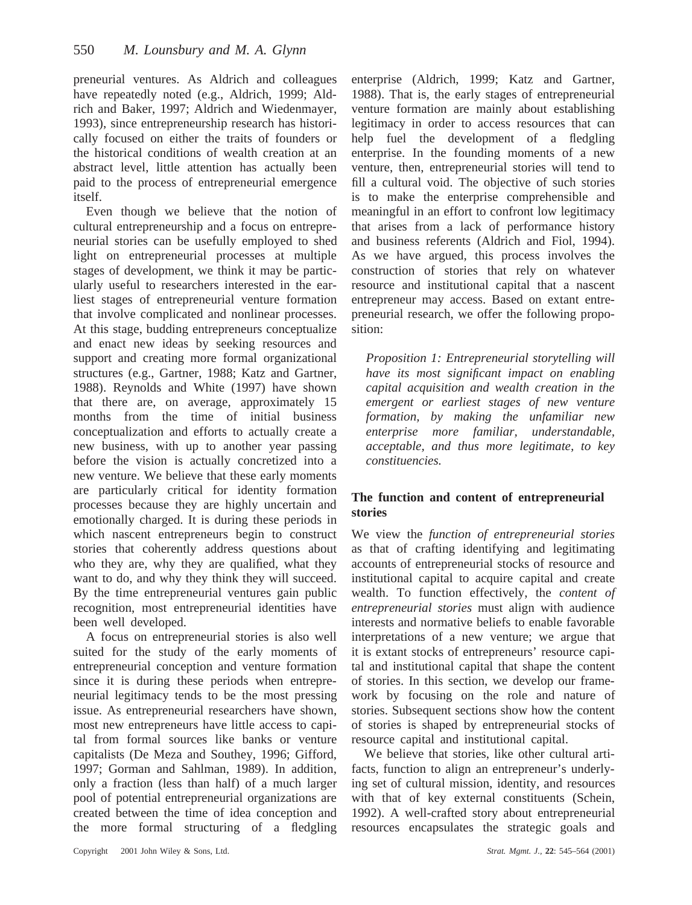preneurial ventures. As Aldrich and colleagues have repeatedly noted (e.g., Aldrich, 1999; Aldrich and Baker, 1997; Aldrich and Wiedenmayer, 1993), since entrepreneurship research has historically focused on either the traits of founders or the historical conditions of wealth creation at an abstract level, little attention has actually been paid to the process of entrepreneurial emergence itself.

Even though we believe that the notion of cultural entrepreneurship and a focus on entrepreneurial stories can be usefully employed to shed light on entrepreneurial processes at multiple stages of development, we think it may be particularly useful to researchers interested in the earliest stages of entrepreneurial venture formation that involve complicated and nonlinear processes. At this stage, budding entrepreneurs conceptualize and enact new ideas by seeking resources and support and creating more formal organizational structures (e.g., Gartner, 1988; Katz and Gartner, 1988). Reynolds and White (1997) have shown that there are, on average, approximately 15 months from the time of initial business conceptualization and efforts to actually create a new business, with up to another year passing before the vision is actually concretized into a new venture. We believe that these early moments are particularly critical for identity formation processes because they are highly uncertain and emotionally charged. It is during these periods in which nascent entrepreneurs begin to construct stories that coherently address questions about who they are, why they are qualified, what they want to do, and why they think they will succeed. By the time entrepreneurial ventures gain public recognition, most entrepreneurial identities have been well developed.

A focus on entrepreneurial stories is also well suited for the study of the early moments of entrepreneurial conception and venture formation since it is during these periods when entrepreneurial legitimacy tends to be the most pressing issue. As entrepreneurial researchers have shown, most new entrepreneurs have little access to capital from formal sources like banks or venture capitalists (De Meza and Southey, 1996; Gifford, 1997; Gorman and Sahlman, 1989). In addition, only a fraction (less than half) of a much larger pool of potential entrepreneurial organizations are created between the time of idea conception and the more formal structuring of a fledgling enterprise (Aldrich, 1999; Katz and Gartner, 1988). That is, the early stages of entrepreneurial venture formation are mainly about establishing legitimacy in order to access resources that can help fuel the development of a fledgling enterprise. In the founding moments of a new venture, then, entrepreneurial stories will tend to fill a cultural void. The objective of such stories is to make the enterprise comprehensible and meaningful in an effort to confront low legitimacy that arises from a lack of performance history and business referents (Aldrich and Fiol, 1994). As we have argued, this process involves the construction of stories that rely on whatever resource and institutional capital that a nascent entrepreneur may access. Based on extant entrepreneurial research, we offer the following proposition:

*Proposition 1: Entrepreneurial storytelling will have its most significant impact on enabling capital acquisition and wealth creation in the emergent or earliest stages of new venture formation, by making the unfamiliar new enterprise more familiar, understandable, acceptable, and thus more legitimate, to key constituencies.*

## The function and content of entrepreneurial stories

We view the *function of entrepreneurial stories* as that of crafting identifying and legitimating accounts of entrepreneurial stocks of resource and institutional capital to acquire capital and create wealth. To function effectively, the *content of entrepreneurial stories* must align with audience interests and normative beliefs to enable favorable interpretations of a new venture; we argue that it is extant stocks of entrepreneurs' resource capital and institutional capital that shape the content of stories. In this section, we develop our framework by focusing on the role and nature of stories. Subsequent sections show how the content of stories is shaped by entrepreneurial stocks of resource capital and institutional capital.

We believe that stories, like other cultural artifacts, function to align an entrepreneur's underlying set of cultural mission, identity, and resources with that of key external constituents (Schein, 1992). A well-crafted story about entrepreneurial resources encapsulates the strategic goals and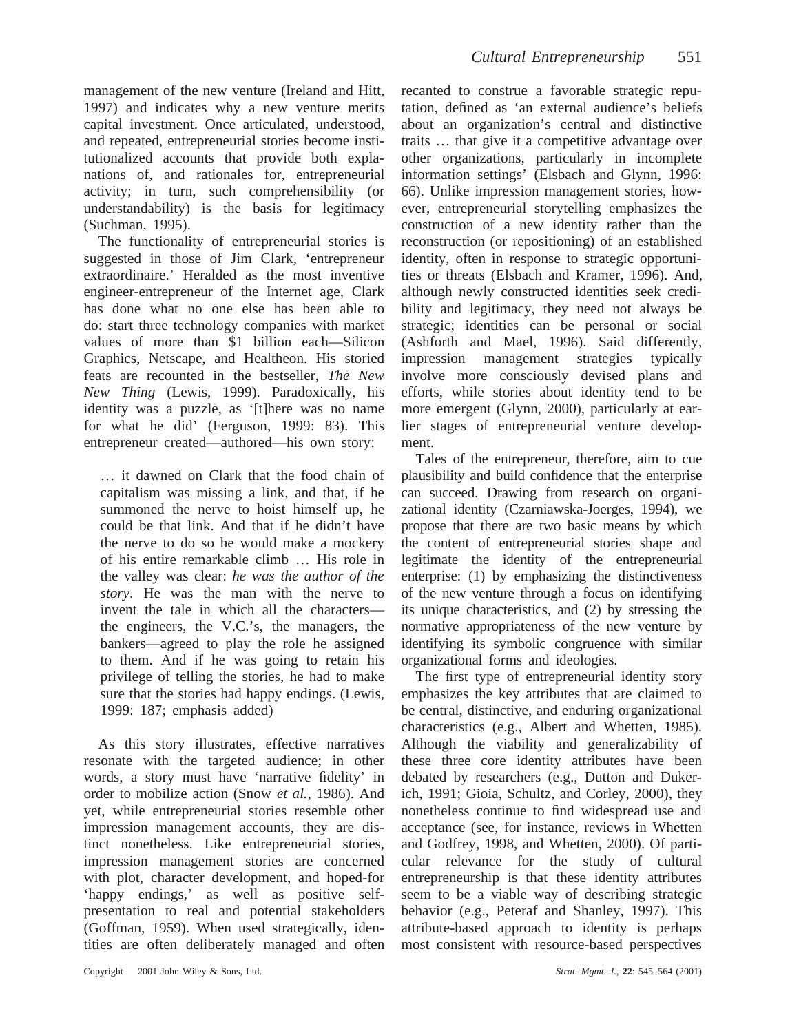management of the new venture (Ireland and Hitt, 1997) and indicates why a new venture merits capital investment. Once articulated, understood, and repeated, entrepreneurial stories become institutionalized accounts that provide both explanations of, and rationales for, entrepreneurial activity; in turn, such comprehensibility (or understandability) is the basis for legitimacy (Suchman, 1995).

The functionality of entrepreneurial stories is suggested in those of Jim Clark, 'entrepreneur extraordinaire.' Heralded as the most inventive engineer-entrepreneur of the Internet age, Clark has done what no one else has been able to do: start three technology companies with market values of more than $1 billion each—Silicon Graphics, Netscape, and Healtheon. His storied feats are recounted in the bestseller, *The New New Thing* (Lewis, 1999). Paradoxically, his identity was a puzzle, as '[t]here was no name for what he did' (Ferguson, 1999: 83). This entrepreneur created—authored—his own story:

> … it dawned on Clark that the food chain of capitalism was missing a link, and that, if he summoned the nerve to hoist himself up, he could be that link. And that if he didn't have the nerve to do so he would make a mockery of his entire remarkable climb … His role in the valley was clear: *he was the author of the story*. He was the man with the nerve to invent the tale in which all the characters—the engineers, the V.C.'s, the managers, the bankers—agreed to play the role he assigned to them. And if he was going to retain his privilege of telling the stories, he had to make sure that the stories had happy endings. (Lewis, 1999: 187; emphasis added)

As this story illustrates, effective narratives resonate with the targeted audience; in other words, a story must have 'narrative fidelity' in order to mobilize action (Snow *et al.*, 1986). And yet, while entrepreneurial stories resemble other impression management accounts, they are distinct nonetheless. Like entrepreneurial stories, impression management stories are concerned with plot, character development, and hoped-for 'happy endings,' as well as positive self-presentation to real and potential stakeholders (Goffman, 1959). When used strategically, identities are often deliberately managed and often recanted to construe a favorable strategic reputation, defined as 'an external audience's beliefs about an organization's central and distinctive traits … that give it a competitive advantage over other organizations, particularly in incomplete information settings' (Elsbach and Glynn, 1996: 66). Unlike impression management stories, however, entrepreneurial storytelling emphasizes the construction of a new identity rather than the reconstruction (or repositioning) of an established identity, often in response to strategic opportunities or threats (Elsbach and Kramer, 1996). And, although newly constructed identities seek credibility and legitimacy, they need not always be strategic; identities can be personal or social (Ashforth and Mael, 1996). Said differently, impression management strategies typically involve more consciously devised plans and efforts, while stories about identity tend to be more emergent (Glynn, 2000), particularly at earlier stages of entrepreneurial venture development.

Tales of the entrepreneur, therefore, aim to cue plausibility and build confidence that the enterprise can succeed. Drawing from research on organizational identity (Czarniawska-Joerges, 1994), we propose that there are two basic means by which the content of entrepreneurial stories shape and legitimate the identity of the entrepreneurial enterprise: (1) by emphasizing the distinctiveness of the new venture through a focus on identifying its unique characteristics, and (2) by stressing the normative appropriateness of the new venture by identifying its symbolic congruence with similar organizational forms and ideologies.

The first type of entrepreneurial identity story emphasizes the key attributes that are claimed to be central, distinctive, and enduring organizational characteristics (e.g., Albert and Whetten, 1985). Although the viability and generalizability of these three core identity attributes have been debated by researchers (e.g., Dutton and Dukerich, 1991; Gioia, Schultz, and Corley, 2000), they nonetheless continue to find widespread use and acceptance (see, for instance, reviews in Whetten and Godfrey, 1998, and Whetten, 2000). Of particular relevance for the study of cultural entrepreneurship is that these identity attributes seem to be a viable way of describing strategic behavior (e.g., Peteraf and Shanley, 1997). This attribute-based approach to identity is perhaps most consistent with resource-based perspectives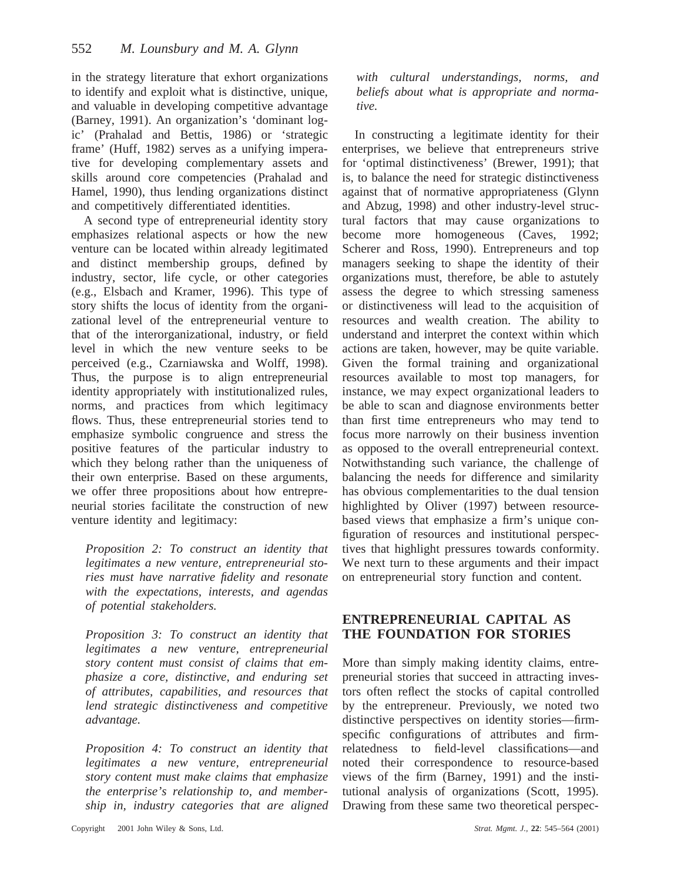in the strategy literature that exhort organizations to identify and exploit what is distinctive, unique, and valuable in developing competitive advantage (Barney, 1991). An organization's 'dominant logic' (Prahalad and Bettis, 1986) or 'strategic frame' (Huff, 1982) serves as a unifying imperative for developing complementary assets and skills around core competencies (Prahalad and Hamel, 1990), thus lending organizations distinct and competitively differentiated identities.

A second type of entrepreneurial identity story emphasizes relational aspects or how the new venture can be located within already legitimated and distinct membership groups, defined by industry, sector, life cycle, or other categories (e.g., Elsbach and Kramer, 1996). This type of story shifts the locus of identity from the organizational level of the entrepreneurial venture to that of the interorganizational, industry, or field level in which the new venture seeks to be perceived (e.g., Czarniawska and Wolff, 1998). Thus, the purpose is to align entrepreneurial identity appropriately with institutionalized rules, norms, and practices from which legitimacy flows. Thus, these entrepreneurial stories tend to emphasize symbolic congruence and stress the positive features of the particular industry to which they belong rather than the uniqueness of their own enterprise. Based on these arguments, we offer three propositions about how entrepreneurial stories facilitate the construction of new venture identity and legitimacy:

*Proposition 2: To construct an identity that legitimates a new venture, entrepreneurial stories must have narrative fidelity and resonate with the expectations, interests, and agendas of potential stakeholders.*

*Proposition 3: To construct an identity that legitimates a new venture, entrepreneurial story content must consist of claims that emphasize a core, distinctive, and enduring set of attributes, capabilities, and resources that lend strategic distinctiveness and competitive advantage.*

*Proposition 4: To construct an identity that legitimates a new venture, entrepreneurial story content must make claims that emphasize the enterprise's relationship to, and membership in, industry categories that are aligned with cultural understandings, norms, and beliefs about what is appropriate and normative.*

In constructing a legitimate identity for their enterprises, we believe that entrepreneurs strive for 'optimal distinctiveness' (Brewer, 1991); that is, to balance the need for strategic distinctiveness against that of normative appropriateness (Glynn and Abzug, 1998) and other industry-level structural factors that may cause organizations to become more homogeneous (Caves, 1992; Scherer and Ross, 1990). Entrepreneurs and top managers seeking to shape the identity of their organizations must, therefore, be able to astutely assess the degree to which stressing sameness or distinctiveness will lead to the acquisition of resources and wealth creation. The ability to understand and interpret the context within which actions are taken, however, may be quite variable. Given the formal training and organizational resources available to most top managers, for instance, we may expect organizational leaders to be able to scan and diagnose environments better than first time entrepreneurs who may tend to focus more narrowly on their business invention as opposed to the overall entrepreneurial context. Notwithstanding such variance, the challenge of balancing the needs for difference and similarity has obvious complementarities to the dual tension highlighted by Oliver (1997) between resource-based views that emphasize a firm's unique configuration of resources and institutional perspectives that highlight pressures towards conformity. We next turn to these arguments and their impact on entrepreneurial story function and content.

## ENTREPRENEURIAL CAPITAL AS THE FOUNDATION FOR STORIES

More than simply making identity claims, entrepreneurial stories that succeed in attracting investors often reflect the stocks of capital controlled by the entrepreneur. Previously, we noted two distinctive perspectives on identity stories—firm-specific configurations of attributes and firm-relatedness to field-level classifications—and noted their correspondence to resource-based views of the firm (Barney, 1991) and the institutional analysis of organizations (Scott, 1995). Drawing from these same two theoretical perspec-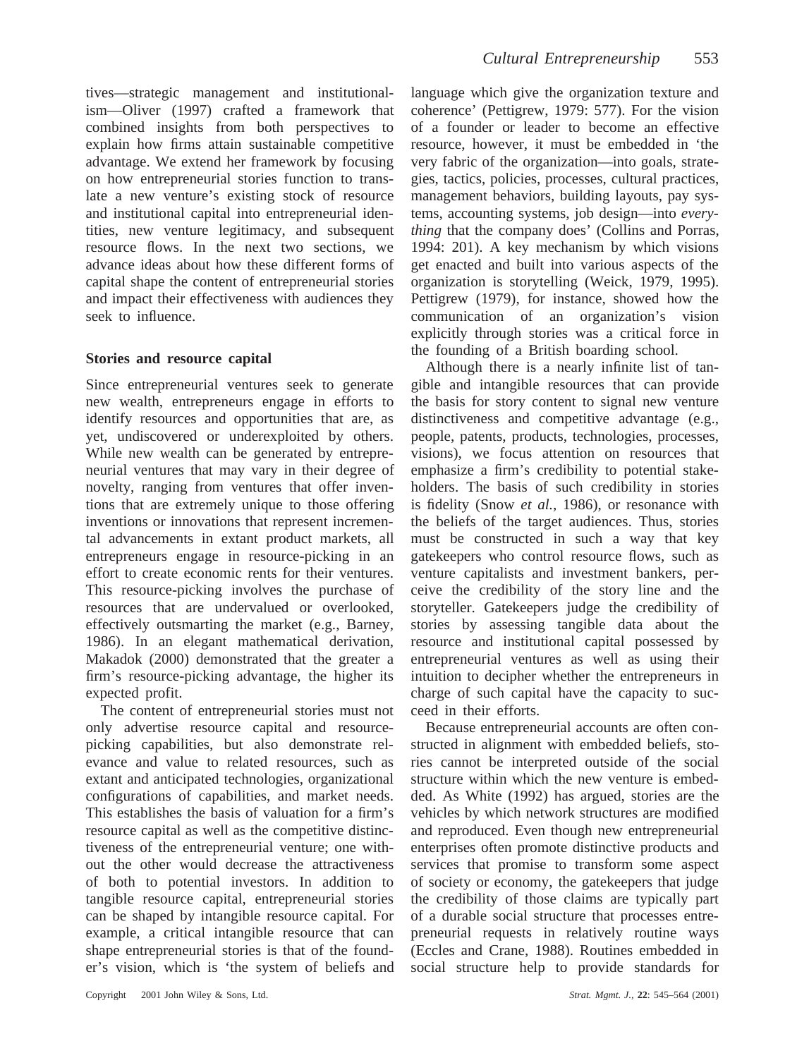tives—strategic management and institutionalism—Oliver (1997) crafted a framework that combined insights from both perspectives to explain how firms attain sustainable competitive advantage. We extend her framework by focusing on how entrepreneurial stories function to translate a new venture's existing stock of resource and institutional capital into entrepreneurial identities, new venture legitimacy, and subsequent resource flows. In the next two sections, we advance ideas about how these different forms of capital shape the content of entrepreneurial stories and impact their effectiveness with audiences they seek to influence.

## Stories and resource capital

Since entrepreneurial ventures seek to generate new wealth, entrepreneurs engage in efforts to identify resources and opportunities that are, as yet, undiscovered or underexploited by others. While new wealth can be generated by entrepreneurial ventures that may vary in their degree of novelty, ranging from ventures that offer inventions that are extremely unique to those offering inventions or innovations that represent incremental advancements in extant product markets, all entrepreneurs engage in resource-picking in an effort to create economic rents for their ventures. This resource-picking involves the purchase of resources that are undervalued or overlooked, effectively outsmarting the market (e.g., Barney, 1986). In an elegant mathematical derivation, Makadok (2000) demonstrated that the greater a firm's resource-picking advantage, the higher its expected profit.

The content of entrepreneurial stories must not only advertise resource capital and resource-picking capabilities, but also demonstrate relevance and value to related resources, such as extant and anticipated technologies, organizational configurations of capabilities, and market needs. This establishes the basis of valuation for a firm's resource capital as well as the competitive distinctiveness of the entrepreneurial venture; one without the other would decrease the attractiveness of both to potential investors. In addition to tangible resource capital, entrepreneurial stories can be shaped by intangible resource capital. For example, a critical intangible resource that can shape entrepreneurial stories is that of the founder's vision, which is 'the system of beliefs and language which give the organization texture and coherence' (Pettigrew, 1979: 577). For the vision of a founder or leader to become an effective resource, however, it must be embedded in 'the very fabric of the organization—into goals, strategies, tactics, policies, processes, cultural practices, management behaviors, building layouts, pay systems, accounting systems, job design—into *everything* that the company does' (Collins and Porras, 1994: 201). A key mechanism by which visions get enacted and built into various aspects of the organization is storytelling (Weick, 1979, 1995). Pettigrew (1979), for instance, showed how the communication of an organization's vision explicitly through stories was a critical force in the founding of a British boarding school.

Although there is a nearly infinite list of tangible and intangible resources that can provide the basis for story content to signal new venture distinctiveness and competitive advantage (e.g., people, patents, products, technologies, processes, visions), we focus attention on resources that emphasize a firm's credibility to potential stakeholders. The basis of such credibility in stories is fidelity (Snow *et al.*, 1986), or resonance with the beliefs of the target audiences. Thus, stories must be constructed in such a way that key gatekeepers who control resource flows, such as venture capitalists and investment bankers, perceive the credibility of the story line and the storyteller. Gatekeepers judge the credibility of stories by assessing tangible data about the resource and institutional capital possessed by entrepreneurial ventures as well as using their intuition to decipher whether the entrepreneurs in charge of such capital have the capacity to succeed in their efforts.

Because entrepreneurial accounts are often constructed in alignment with embedded beliefs, stories cannot be interpreted outside of the social structure within which the new venture is embedded. As White (1992) has argued, stories are the vehicles by which network structures are modified and reproduced. Even though new entrepreneurial enterprises often promote distinctive products and services that promise to transform some aspect of society or economy, the gatekeepers that judge the credibility of those claims are typically part of a durable social structure that processes entrepreneurial requests in relatively routine ways (Eccles and Crane, 1988). Routines embedded in social structure help to provide standards for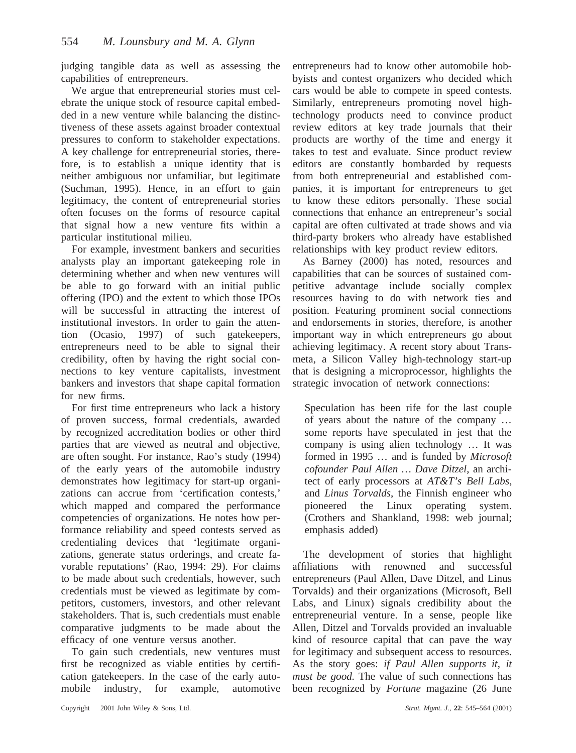judging tangible data as well as assessing the capabilities of entrepreneurs.

We argue that entrepreneurial stories must celebrate the unique stock of resource capital embedded in a new venture while balancing the distinctiveness of these assets against broader contextual pressures to conform to stakeholder expectations. A key challenge for entrepreneurial stories, therefore, is to establish a unique identity that is neither ambiguous nor unfamiliar, but legitimate (Suchman, 1995). Hence, in an effort to gain legitimacy, the content of entrepreneurial stories often focuses on the forms of resource capital that signal how a new venture fits within a particular institutional milieu.

For example, investment bankers and securities analysts play an important gatekeeping role in determining whether and when new ventures will be able to go forward with an initial public offering (IPO) and the extent to which those IPOs will be successful in attracting the interest of institutional investors. In order to gain the attention (Ocasio, 1997) of such gatekeepers, entrepreneurs need to be able to signal their credibility, often by having the right social connections to key venture capitalists, investment bankers and investors that shape capital formation for new firms.

For first time entrepreneurs who lack a history of proven success, formal credentials, awarded by recognized accreditation bodies or other third parties that are viewed as neutral and objective, are often sought. For instance, Rao's study (1994) of the early years of the automobile industry demonstrates how legitimacy for start-up organizations can accrue from 'certification contests,' which mapped and compared the performance competencies of organizations. He notes how performance reliability and speed contests served as credentialing devices that 'legitimate organizations, generate status orderings, and create favorable reputations' (Rao, 1994: 29). For claims to be made about such credentials, however, such credentials must be viewed as legitimate by competitors, customers, investors, and other relevant stakeholders. That is, such credentials must enable comparative judgments to be made about the efficacy of one venture versus another.

To gain such credentials, new ventures must first be recognized as viable entities by certification gatekeepers. In the case of the early automobile industry, for example, automotive entrepreneurs had to know other automobile hobbyists and contest organizers who decided which cars would be able to compete in speed contests. Similarly, entrepreneurs promoting novel high-technology products need to convince product review editors at key trade journals that their products are worthy of the time and energy it takes to test and evaluate. Since product review editors are constantly bombarded by requests from both entrepreneurial and established companies, it is important for entrepreneurs to get to know these editors personally. These social connections that enhance an entrepreneur's social capital are often cultivated at trade shows and via third-party brokers who already have established relationships with key product review editors.

As Barney (2000) has noted, resources and capabilities that can be sources of sustained competitive advantage include socially complex resources having to do with network ties and position. Featuring prominent social connections and endorsements in stories, therefore, is another important way in which entrepreneurs go about achieving legitimacy. A recent story about Transmeta, a Silicon Valley high-technology start-up that is designing a microprocessor, highlights the strategic invocation of network connections:

> Speculation has been rife for the last couple of years about the nature of the company … some reports have speculated in jest that the company is using alien technology … It was formed in 1995 … and is funded by *Microsoft cofounder Paul Allen* … *Dave Ditzel*, an architect of early processors at *AT&T's Bell Labs*, and *Linus Torvalds*, the Finnish engineer who pioneered the Linux operating system. (Crothers and Shankland, 1998: web journal; emphasis added)

The development of stories that highlight affiliations with renowned and successful entrepreneurs (Paul Allen, Dave Ditzel, and Linus Torvalds) and their organizations (Microsoft, Bell Labs, and Linux) signals credibility about the entrepreneurial venture. In a sense, people like Allen, Ditzel and Torvalds provided an invaluable kind of resource capital that can pave the way for legitimacy and subsequent access to resources. As the story goes: *if Paul Allen supports it, it must be good.* The value of such connections has been recognized by *Fortune* magazine (26 June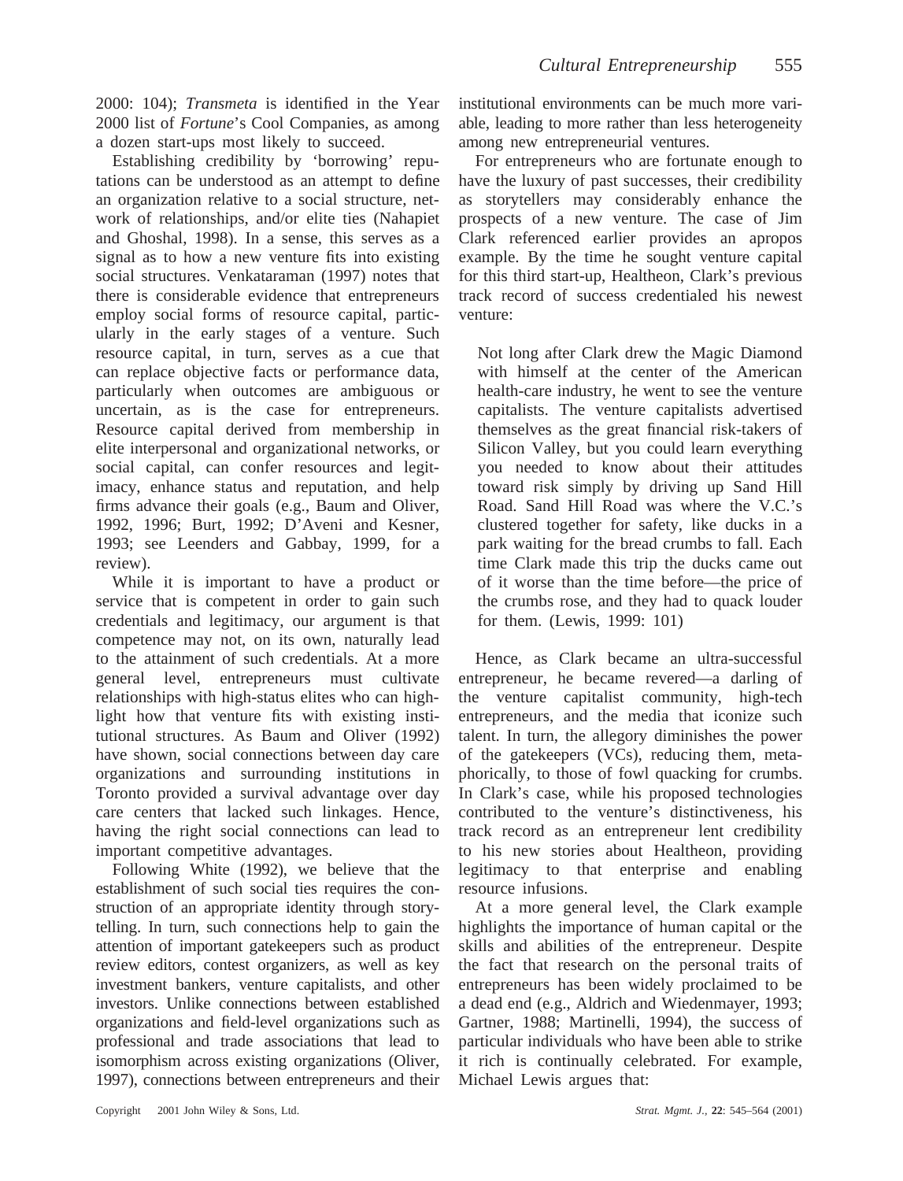2000: 104); *Transmeta* is identified in the Year 2000 list of *Fortune*'s Cool Companies, as among a dozen start-ups most likely to succeed.

Establishing credibility by 'borrowing' reputations can be understood as an attempt to define an organization relative to a social structure, network of relationships, and/or elite ties (Nahapiet and Ghoshal, 1998). In a sense, this serves as a signal as to how a new venture fits into existing social structures. Venkataraman (1997) notes that there is considerable evidence that entrepreneurs employ social forms of resource capital, particularly in the early stages of a venture. Such resource capital, in turn, serves as a cue that can replace objective facts or performance data, particularly when outcomes are ambiguous or uncertain, as is the case for entrepreneurs. Resource capital derived from membership in elite interpersonal and organizational networks, or social capital, can confer resources and legitimacy, enhance status and reputation, and help firms advance their goals (e.g., Baum and Oliver, 1992, 1996; Burt, 1992; D'Aveni and Kesner, 1993; see Leenders and Gabbay, 1999, for a review).

While it is important to have a product or service that is competent in order to gain such credentials and legitimacy, our argument is that competence may not, on its own, naturally lead to the attainment of such credentials. At a more general level, entrepreneurs must cultivate relationships with high-status elites who can highlight how that venture fits with existing institutional structures. As Baum and Oliver (1992) have shown, social connections between day care organizations and surrounding institutions in Toronto provided a survival advantage over day care centers that lacked such linkages. Hence, having the right social connections can lead to important competitive advantages.

Following White (1992), we believe that the establishment of such social ties requires the construction of an appropriate identity through storytelling. In turn, such connections help to gain the attention of important gatekeepers such as product review editors, contest organizers, as well as key investment bankers, venture capitalists, and other investors. Unlike connections between established organizations and field-level organizations such as professional and trade associations that lead to isomorphism across existing organizations (Oliver, 1997), connections between entrepreneurs and their institutional environments can be much more variable, leading to more rather than less heterogeneity among new entrepreneurial ventures.

For entrepreneurs who are fortunate enough to have the luxury of past successes, their credibility as storytellers may considerably enhance the prospects of a new venture. The case of Jim Clark referenced earlier provides an apropos example. By the time he sought venture capital for this third start-up, Healtheon, Clark's previous track record of success credentialed his newest venture:

> Not long after Clark drew the Magic Diamond with himself at the center of the American health-care industry, he went to see the venture capitalists. The venture capitalists advertised themselves as the great financial risk-takers of Silicon Valley, but you could learn everything you needed to know about their attitudes toward risk simply by driving up Sand Hill Road. Sand Hill Road was where the V.C.'s clustered together for safety, like ducks in a park waiting for the bread crumbs to fall. Each time Clark made this trip the ducks came out of it worse than the time before—the price of the crumbs rose, and they had to quack louder for them. (Lewis, 1999: 101)

Hence, as Clark became an ultra-successful entrepreneur, he became revered—a darling of the venture capitalist community, high-tech entrepreneurs, and the media that iconize such talent. In turn, the allegory diminishes the power of the gatekeepers (VCs), reducing them, metaphorically, to those of fowl quacking for crumbs. In Clark's case, while his proposed technologies contributed to the venture's distinctiveness, his track record as an entrepreneur lent credibility to his new stories about Healtheon, providing legitimacy to that enterprise and enabling resource infusions.

At a more general level, the Clark example highlights the importance of human capital or the skills and abilities of the entrepreneur. Despite the fact that research on the personal traits of entrepreneurs has been widely proclaimed to be a dead end (e.g., Aldrich and Wiedenmayer, 1993; Gartner, 1988; Martinelli, 1994), the success of particular individuals who have been able to strike it rich is continually celebrated. For example, Michael Lewis argues that: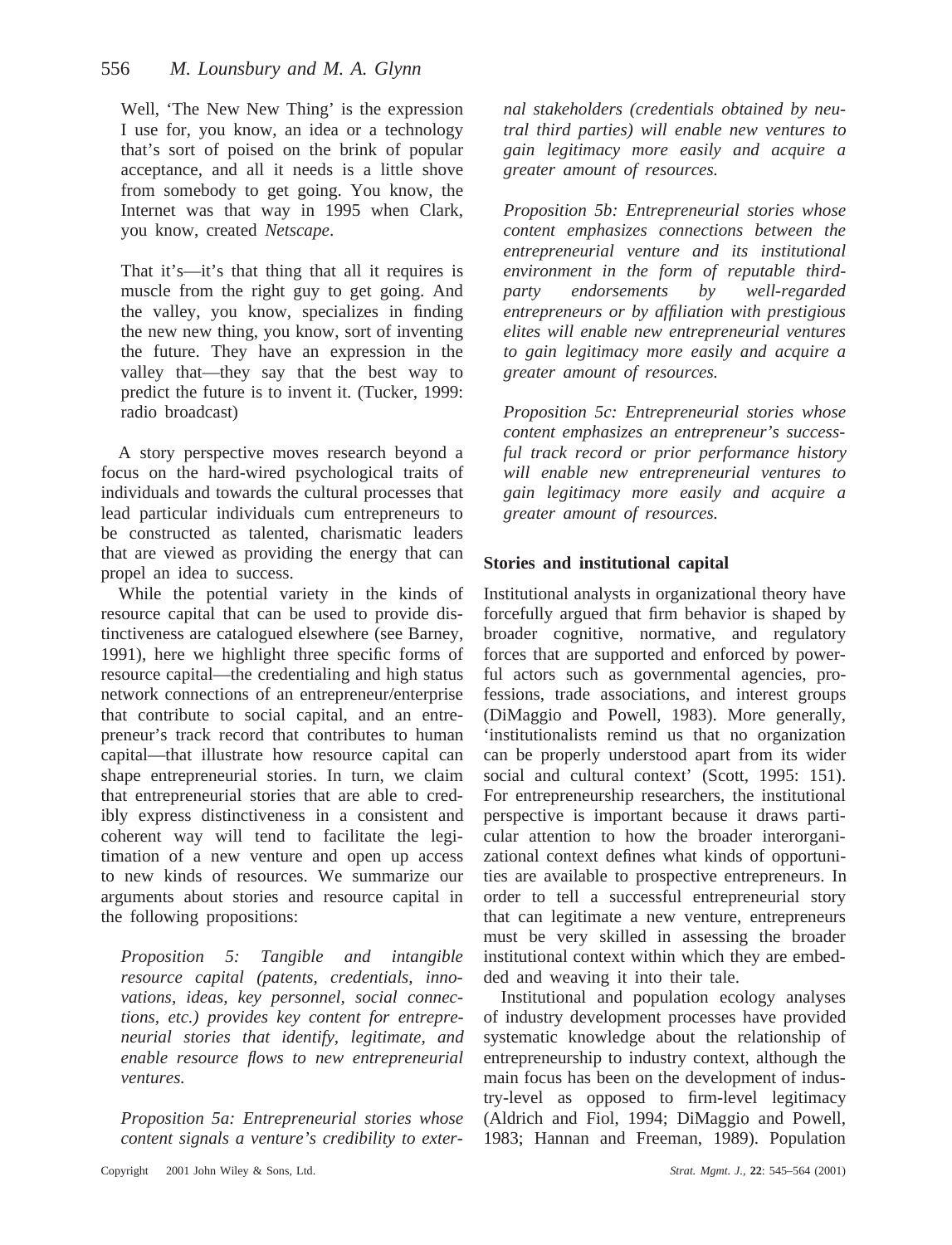Well, 'The New New Thing' is the expression I use for, you know, an idea or a technology that's sort of poised on the brink of popular acceptance, and all it needs is a little shove from somebody to get going. You know, the Internet was that way in 1995 when Clark, you know, created *Netscape*.

That it's—it's that thing that all it requires is muscle from the right guy to get going. And the valley, you know, specializes in finding the new new thing, you know, sort of inventing the future. They have an expression in the valley that—they say that the best way to predict the future is to invent it. (Tucker, 1999: radio broadcast)

A story perspective moves research beyond a focus on the hard-wired psychological traits of individuals and towards the cultural processes that lead particular individuals cum entrepreneurs to be constructed as talented, charismatic leaders that are viewed as providing the energy that can propel an idea to success.

While the potential variety in the kinds of resource capital that can be used to provide distinctiveness are catalogued elsewhere (see Barney, 1991), here we highlight three specific forms of resource capital—the credentialing and high status network connections of an entrepreneur/enterprise that contribute to social capital, and an entrepreneur's track record that contributes to human capital—that illustrate how resource capital can shape entrepreneurial stories. In turn, we claim that entrepreneurial stories that are able to credibly express distinctiveness in a consistent and coherent way will tend to facilitate the legitimation of a new venture and open up access to new kinds of resources. We summarize our arguments about stories and resource capital in the following propositions:

*Proposition 5: Tangible and intangible resource capital (patents, credentials, innovations, ideas, key personnel, social connections, etc.) provides key content for entrepreneurial stories that identify, legitimate, and enable resource flows to new entrepreneurial ventures.*

*Proposition 5a: Entrepreneurial stories whose content signals a venture's credibility to external stakeholders (credentials obtained by neutral third parties) will enable new ventures to gain legitimacy more easily and acquire a greater amount of resources.*

*Proposition 5b: Entrepreneurial stories whose content emphasizes connections between the entrepreneurial venture and its institutional environment in the form of reputable third-party endorsements by well-regarded entrepreneurs or by affiliation with prestigious elites will enable new entrepreneurial ventures to gain legitimacy more easily and acquire a greater amount of resources.*

*Proposition 5c: Entrepreneurial stories whose content emphasizes an entrepreneur's successful track record or prior performance history will enable new entrepreneurial ventures to gain legitimacy more easily and acquire a greater amount of resources.*

### Stories and institutional capital

Institutional analysts in organizational theory have forcefully argued that firm behavior is shaped by broader cognitive, normative, and regulatory forces that are supported and enforced by powerful actors such as governmental agencies, professions, trade associations, and interest groups (DiMaggio and Powell, 1983). More generally, 'institutionalists remind us that no organization can be properly understood apart from its wider social and cultural context' (Scott, 1995: 151). For entrepreneurship researchers, the institutional perspective is important because it draws particular attention to how the broader interorganizational context defines what kinds of opportunities are available to prospective entrepreneurs. In order to tell a successful entrepreneurial story that can legitimate a new venture, entrepreneurs must be very skilled in assessing the broader institutional context within which they are embedded and weaving it into their tale.

Institutional and population ecology analyses of industry development processes have provided systematic knowledge about the relationship of entrepreneurship to industry context, although the main focus has been on the development of industry-level as opposed to firm-level legitimacy (Aldrich and Fiol, 1994; DiMaggio and Powell, 1983; Hannan and Freeman, 1989). Population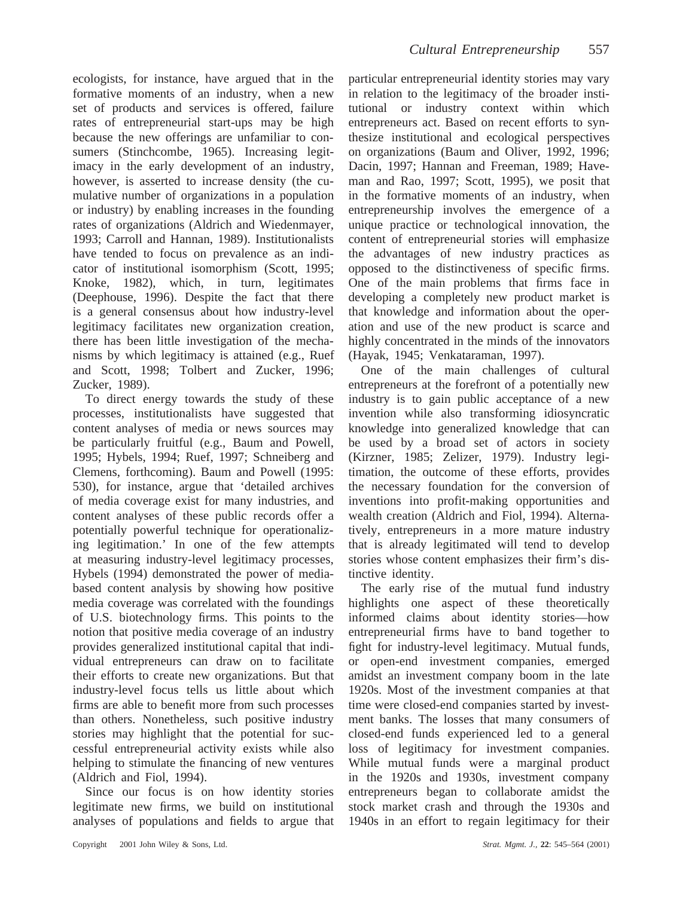ecologists, for instance, have argued that in the formative moments of an industry, when a new set of products and services is offered, failure rates of entrepreneurial start-ups may be high because the new offerings are unfamiliar to consumers (Stinchcombe, 1965). Increasing legitimacy in the early development of an industry, however, is asserted to increase density (the cumulative number of organizations in a population or industry) by enabling increases in the founding rates of organizations (Aldrich and Wiedenmayer, 1993; Carroll and Hannan, 1989). Institutionalists have tended to focus on prevalence as an indicator of institutional isomorphism (Scott, 1995; Knoke, 1982), which, in turn, legitimates (Deephouse, 1996). Despite the fact that there is a general consensus about how industry-level legitimacy facilitates new organization creation, there has been little investigation of the mechanisms by which legitimacy is attained (e.g., Ruef and Scott, 1998; Tolbert and Zucker, 1996; Zucker, 1989).

To direct energy towards the study of these processes, institutionalists have suggested that content analyses of media or news sources may be particularly fruitful (e.g., Baum and Powell, 1995; Hybels, 1994; Ruef, 1997; Schneiberg and Clemens, forthcoming). Baum and Powell (1995: 530), for instance, argue that 'detailed archives of media coverage exist for many industries, and content analyses of these public records offer a potentially powerful technique for operationalizing legitimation.' In one of the few attempts at measuring industry-level legitimacy processes, Hybels (1994) demonstrated the power of media-based content analysis by showing how positive media coverage was correlated with the foundings of U.S. biotechnology firms. This points to the notion that positive media coverage of an industry provides generalized institutional capital that individual entrepreneurs can draw on to facilitate their efforts to create new organizations. But that industry-level focus tells us little about which firms are able to benefit more from such processes than others. Nonetheless, such positive industry stories may highlight that the potential for successful entrepreneurial activity exists while also helping to stimulate the financing of new ventures (Aldrich and Fiol, 1994).

Since our focus is on how identity stories legitimate new firms, we build on institutional analyses of populations and fields to argue that particular entrepreneurial identity stories may vary in relation to the legitimacy of the broader institutional or industry context within which entrepreneurs act. Based on recent efforts to synthesize institutional and ecological perspectives on organizations (Baum and Oliver, 1992, 1996; Dacin, 1997; Hannan and Freeman, 1989; Haveman and Rao, 1997; Scott, 1995), we posit that in the formative moments of an industry, when entrepreneurship involves the emergence of a unique practice or technological innovation, the content of entrepreneurial stories will emphasize the advantages of new industry practices as opposed to the distinctiveness of specific firms. One of the main problems that firms face in developing a completely new product market is that knowledge and information about the operation and use of the new product is scarce and highly concentrated in the minds of the innovators (Hayak, 1945; Venkataraman, 1997).

One of the main challenges of cultural entrepreneurs at the forefront of a potentially new industry is to gain public acceptance of a new invention while also transforming idiosyncratic knowledge into generalized knowledge that can be used by a broad set of actors in society (Kirzner, 1985; Zelizer, 1979). Industry legitimation, the outcome of these efforts, provides the necessary foundation for the conversion of inventions into profit-making opportunities and wealth creation (Aldrich and Fiol, 1994). Alternatively, entrepreneurs in a more mature industry that is already legitimated will tend to develop stories whose content emphasizes their firm's distinctive identity.

The early rise of the mutual fund industry highlights one aspect of these theoretically informed claims about identity stories—how entrepreneurial firms have to band together to fight for industry-level legitimacy. Mutual funds, or open-end investment companies, emerged amidst an investment company boom in the late 1920s. Most of the investment companies at that time were closed-end companies started by investment banks. The losses that many consumers of closed-end funds experienced led to a general loss of legitimacy for investment companies. While mutual funds were a marginal product in the 1920s and 1930s, investment company entrepreneurs began to collaborate amidst the stock market crash and through the 1930s and 1940s in an effort to regain legitimacy for their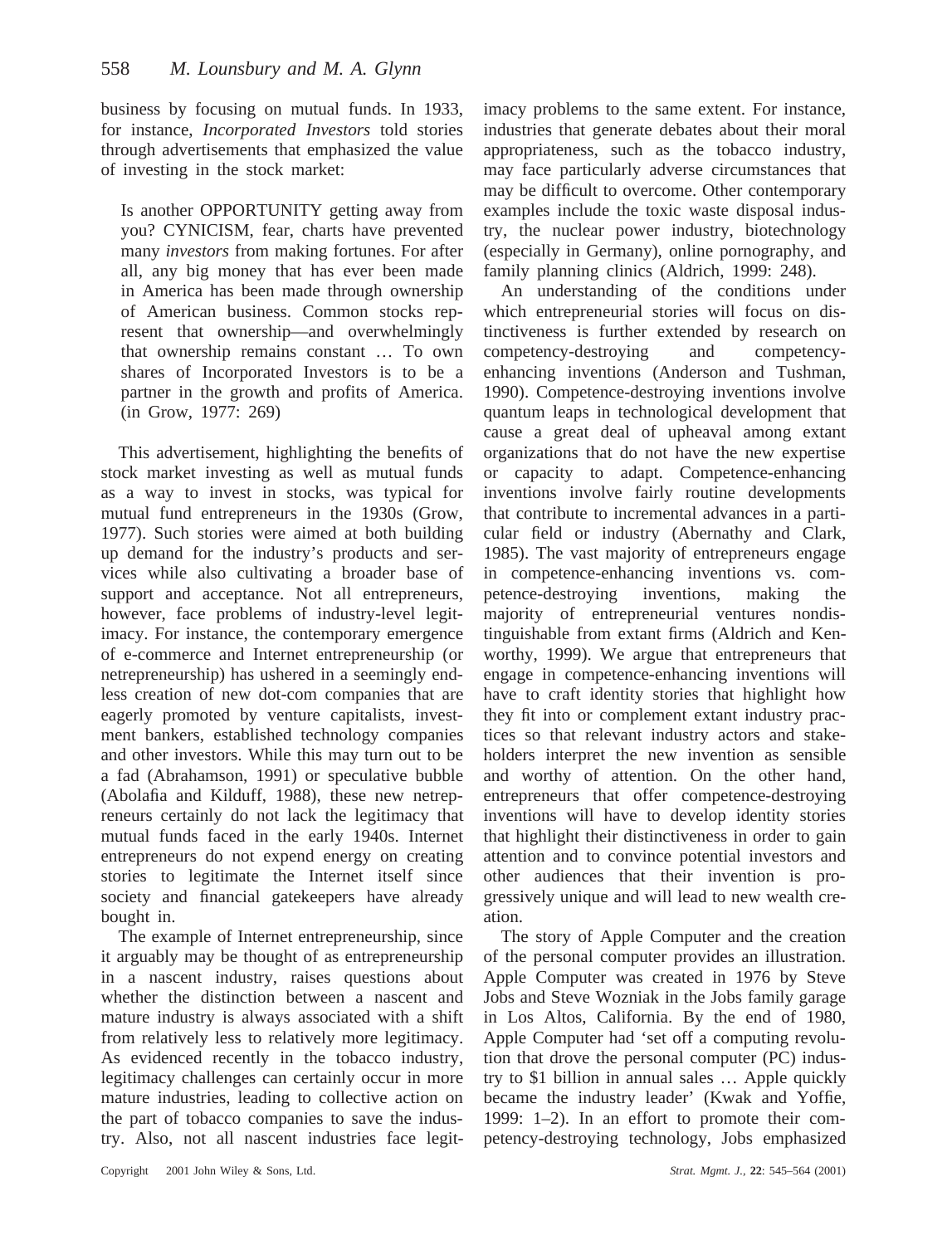business by focusing on mutual funds. In 1933, for instance, *Incorporated Investors* told stories through advertisements that emphasized the value of investing in the stock market:

> Is another OPPORTUNITY getting away from you? CYNICISM, fear, charts have prevented many *investors* from making fortunes. For after all, any big money that has ever been made in America has been made through ownership of American business. Common stocks represent that ownership—and overwhelmingly that ownership remains constant … To own shares of Incorporated Investors is to be a partner in the growth and profits of America. (in Grow, 1977: 269)

This advertisement, highlighting the benefits of stock market investing as well as mutual funds as a way to invest in stocks, was typical for mutual fund entrepreneurs in the 1930s (Grow, 1977). Such stories were aimed at both building up demand for the industry's products and services while also cultivating a broader base of support and acceptance. Not all entrepreneurs, however, face problems of industry-level legitimacy. For instance, the contemporary emergence of e-commerce and Internet entrepreneurship (or netrepreneurship) has ushered in a seemingly endless creation of new dot-com companies that are eagerly promoted by venture capitalists, investment bankers, established technology companies and other investors. While this may turn out to be a fad (Abrahamson, 1991) or speculative bubble (Abolafia and Kilduff, 1988), these new netrepreneurs certainly do not lack the legitimacy that mutual funds faced in the early 1940s. Internet entrepreneurs do not expend energy on creating stories to legitimate the Internet itself since society and financial gatekeepers have already bought in.

The example of Internet entrepreneurship, since it arguably may be thought of as entrepreneurship in a nascent industry, raises questions about whether the distinction between a nascent and mature industry is always associated with a shift from relatively less to relatively more legitimacy. As evidenced recently in the tobacco industry, legitimacy challenges can certainly occur in more mature industries, leading to collective action on the part of tobacco companies to save the industry. Also, not all nascent industries face legitimacy problems to the same extent. For instance, industries that generate debates about their moral appropriateness, such as the tobacco industry, may face particularly adverse circumstances that may be difficult to overcome. Other contemporary examples include the toxic waste disposal industry, the nuclear power industry, biotechnology (especially in Germany), online pornography, and family planning clinics (Aldrich, 1999: 248).

An understanding of the conditions under which entrepreneurial stories will focus on distinctiveness is further extended by research on competency-destroying and competency-enhancing inventions (Anderson and Tushman, 1990). Competence-destroying inventions involve quantum leaps in technological development that cause a great deal of upheaval among extant organizations that do not have the new expertise or capacity to adapt. Competence-enhancing inventions involve fairly routine developments that contribute to incremental advances in a particular field or industry (Abernathy and Clark, 1985). The vast majority of entrepreneurs engage in competence-enhancing inventions vs. competence-destroying inventions, making the majority of entrepreneurial ventures nondistinguishable from extant firms (Aldrich and Kenworthy, 1999). We argue that entrepreneurs that engage in competence-enhancing inventions will have to craft identity stories that highlight how they fit into or complement extant industry practices so that relevant industry actors and stakeholders interpret the new invention as sensible and worthy of attention. On the other hand, entrepreneurs that offer competence-destroying inventions will have to develop identity stories that highlight their distinctiveness in order to gain attention and to convince potential investors and other audiences that their invention is progressively unique and will lead to new wealth creation.

The story of Apple Computer and the creation of the personal computer provides an illustration. Apple Computer was created in 1976 by Steve Jobs and Steve Wozniak in the Jobs family garage in Los Altos, California. By the end of 1980, Apple Computer had 'set off a computing revolution that drove the personal computer (PC) industry to $1 billion in annual sales … Apple quickly became the industry leader' (Kwak and Yoffie, 1999: 1–2). In an effort to promote their competency-destroying technology, Jobs emphasized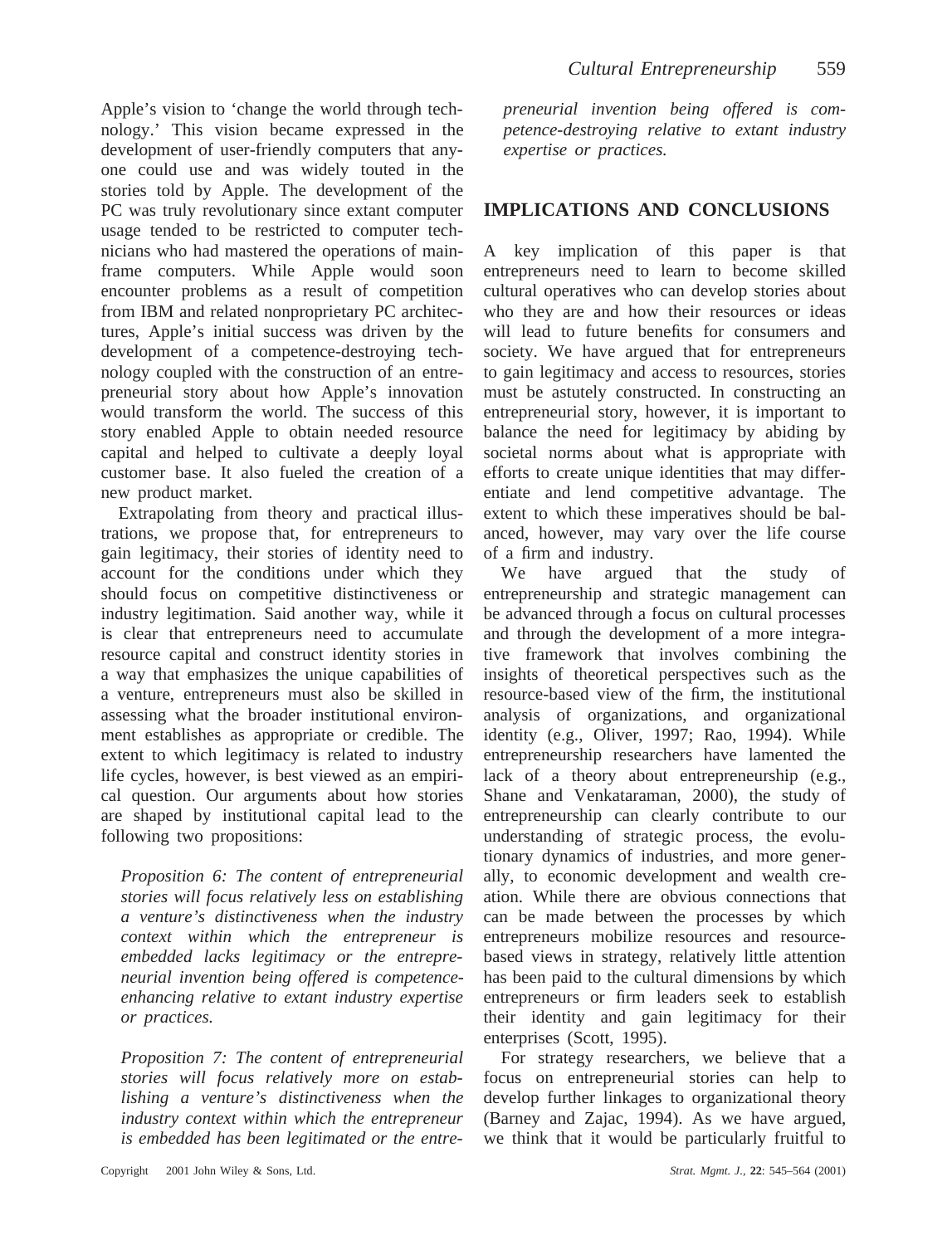Apple's vision to 'change the world through technology.' This vision became expressed in the development of user-friendly computers that anyone could use and was widely touted in the stories told by Apple. The development of the PC was truly revolutionary since extant computer usage tended to be restricted to computer technicians who had mastered the operations of mainframe computers. While Apple would soon encounter problems as a result of competition from IBM and related nonproprietary PC architectures, Apple's initial success was driven by the development of a competence-destroying technology coupled with the construction of an entrepreneurial story about how Apple's innovation would transform the world. The success of this story enabled Apple to obtain needed resource capital and helped to cultivate a deeply loyal customer base. It also fueled the creation of a new product market.

Extrapolating from theory and practical illustrations, we propose that, for entrepreneurs to gain legitimacy, their stories of identity need to account for the conditions under which they should focus on competitive distinctiveness or industry legitimation. Said another way, while it is clear that entrepreneurs need to accumulate resource capital and construct identity stories in a way that emphasizes the unique capabilities of a venture, entrepreneurs must also be skilled in assessing what the broader institutional environment establishes as appropriate or credible. The extent to which legitimacy is related to industry life cycles, however, is best viewed as an empirical question. Our arguments about how stories are shaped by institutional capital lead to the following two propositions:

*Proposition 6: The content of entrepreneurial stories will focus relatively less on establishing a venture's distinctiveness when the industry context within which the entrepreneur is embedded lacks legitimacy or the entrepreneurial invention being offered is competence-enhancing relative to extant industry expertise or practices.*

*Proposition 7: The content of entrepreneurial stories will focus relatively more on establishing a venture's distinctiveness when the industry context within which the entrepreneur is embedded has been legitimated or the entrepreneurial invention being offered is competence-destroying relative to extant industry expertise or practices.*

## IMPLICATIONS AND CONCLUSIONS

A key implication of this paper is that entrepreneurs need to learn to become skilled cultural operatives who can develop stories about who they are and how their resources or ideas will lead to future benefits for consumers and society. We have argued that for entrepreneurs to gain legitimacy and access to resources, stories must be astutely constructed. In constructing an entrepreneurial story, however, it is important to balance the need for legitimacy by abiding by societal norms about what is appropriate with efforts to create unique identities that may differentiate and lend competitive advantage. The extent to which these imperatives should be balanced, however, may vary over the life course of a firm and industry.

We have argued that the study of entrepreneurship and strategic management can be advanced through a focus on cultural processes and through the development of a more integrative framework that involves combining the insights of theoretical perspectives such as the resource-based view of the firm, the institutional analysis of organizations, and organizational identity (e.g., Oliver, 1997; Rao, 1994). While entrepreneurship researchers have lamented the lack of a theory about entrepreneurship (e.g., Shane and Venkataraman, 2000), the study of entrepreneurship can clearly contribute to our understanding of strategic process, the evolutionary dynamics of industries, and more generally, to economic development and wealth creation. While there are obvious connections that can be made between the processes by which entrepreneurs mobilize resources and resource-based views in strategy, relatively little attention has been paid to the cultural dimensions by which entrepreneurs or firm leaders seek to establish their identity and gain legitimacy for their enterprises (Scott, 1995).

For strategy researchers, we believe that a focus on entrepreneurial stories can help to develop further linkages to organizational theory (Barney and Zajac, 1994). As we have argued, we think that it would be particularly fruitful to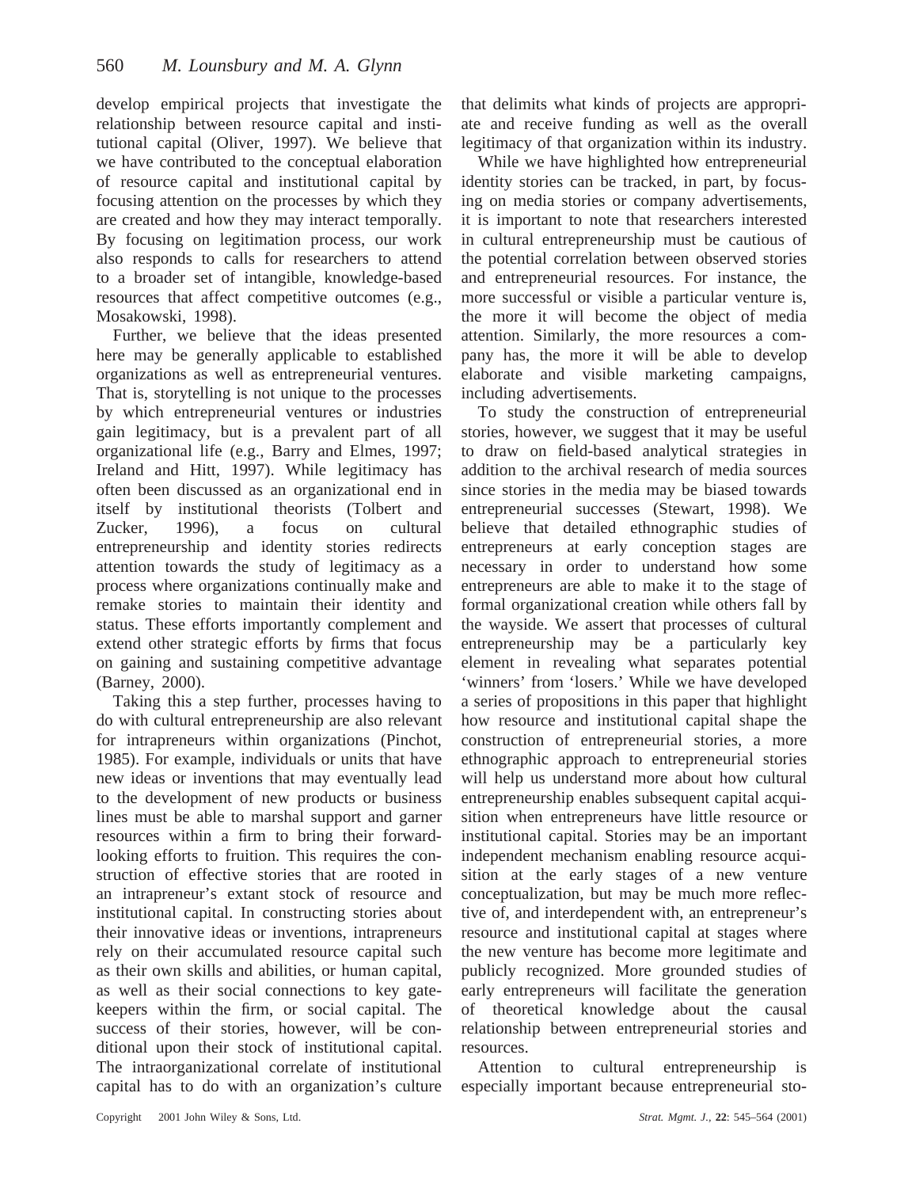develop empirical projects that investigate the relationship between resource capital and institutional capital (Oliver, 1997). We believe that we have contributed to the conceptual elaboration of resource capital and institutional capital by focusing attention on the processes by which they are created and how they may interact temporally. By focusing on legitimation process, our work also responds to calls for researchers to attend to a broader set of intangible, knowledge-based resources that affect competitive outcomes (e.g., Mosakowski, 1998).

Further, we believe that the ideas presented here may be generally applicable to established organizations as well as entrepreneurial ventures. That is, storytelling is not unique to the processes by which entrepreneurial ventures or industries gain legitimacy, but is a prevalent part of all organizational life (e.g., Barry and Elmes, 1997; Ireland and Hitt, 1997). While legitimacy has often been discussed as an organizational end in itself by institutional theorists (Tolbert and Zucker, 1996), a focus on cultural entrepreneurship and identity stories redirects attention towards the study of legitimacy as a process where organizations continually make and remake stories to maintain their identity and status. These efforts importantly complement and extend other strategic efforts by firms that focus on gaining and sustaining competitive advantage (Barney, 2000).

Taking this a step further, processes having to do with cultural entrepreneurship are also relevant for intrapreneurs within organizations (Pinchot, 1985). For example, individuals or units that have new ideas or inventions that may eventually lead to the development of new products or business lines must be able to marshal support and garner resources within a firm to bring their forward-looking efforts to fruition. This requires the construction of effective stories that are rooted in an intrapreneur's extant stock of resource and institutional capital. In constructing stories about their innovative ideas or inventions, intrapreneurs rely on their accumulated resource capital such as their own skills and abilities, or human capital, as well as their social connections to key gatekeepers within the firm, or social capital. The success of their stories, however, will be conditional upon their stock of institutional capital. The intraorganizational correlate of institutional capital has to do with an organization's culture that delimits what kinds of projects are appropriate and receive funding as well as the overall legitimacy of that organization within its industry.

While we have highlighted how entrepreneurial identity stories can be tracked, in part, by focusing on media stories or company advertisements, it is important to note that researchers interested in cultural entrepreneurship must be cautious of the potential correlation between observed stories and entrepreneurial resources. For instance, the more successful or visible a particular venture is, the more it will become the object of media attention. Similarly, the more resources a company has, the more it will be able to develop elaborate and visible marketing campaigns, including advertisements.

To study the construction of entrepreneurial stories, however, we suggest that it may be useful to draw on field-based analytical strategies in addition to the archival research of media sources since stories in the media may be biased towards entrepreneurial successes (Stewart, 1998). We believe that detailed ethnographic studies of entrepreneurs at early conception stages are necessary in order to understand how some entrepreneurs are able to make it to the stage of formal organizational creation while others fall by the wayside. We assert that processes of cultural entrepreneurship may be a particularly key element in revealing what separates potential 'winners' from 'losers.' While we have developed a series of propositions in this paper that highlight how resource and institutional capital shape the construction of entrepreneurial stories, a more ethnographic approach to entrepreneurial stories will help us understand more about how cultural entrepreneurship enables subsequent capital acquisition when entrepreneurs have little resource or institutional capital. Stories may be an important independent mechanism enabling resource acquisition at the early stages of a new venture conceptualization, but may be much more reflective of, and interdependent with, an entrepreneur's resource and institutional capital at stages where the new venture has become more legitimate and publicly recognized. More grounded studies of early entrepreneurs will facilitate the generation of theoretical knowledge about the causal relationship between entrepreneurial stories and resources.

Attention to cultural entrepreneurship is especially important because entrepreneurial sto-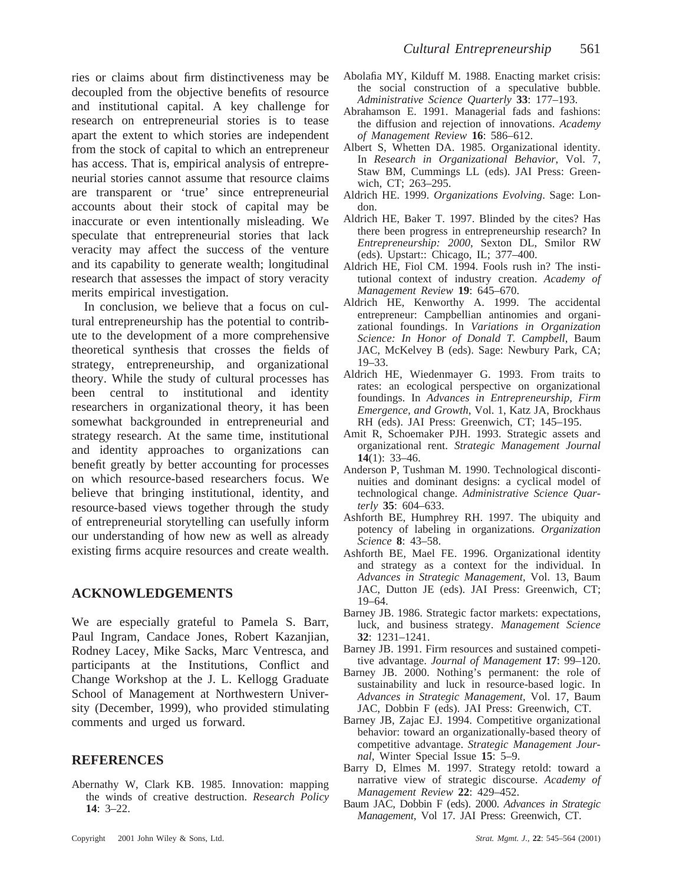ries or claims about firm distinctiveness may be decoupled from the objective benefits of resource and institutional capital. A key challenge for research on entrepreneurial stories is to tease apart the extent to which stories are independent from the stock of capital to which an entrepreneur has access. That is, empirical analysis of entrepreneurial stories cannot assume that resource claims are transparent or 'true' since entrepreneurial accounts about their stock of capital may be inaccurate or even intentionally misleading. We speculate that entrepreneurial stories that lack veracity may affect the success of the venture and its capability to generate wealth; longitudinal research that assesses the impact of story veracity merits empirical investigation.

In conclusion, we believe that a focus on cultural entrepreneurship has the potential to contribute to the development of a more comprehensive theoretical synthesis that crosses the fields of strategy, entrepreneurship, and organizational theory. While the study of cultural processes has been central to institutional and identity researchers in organizational theory, it has been somewhat backgrounded in entrepreneurial and strategy research. At the same time, institutional and identity approaches to organizations can benefit greatly by better accounting for processes on which resource-based researchers focus. We believe that bringing institutional, identity, and resource-based views together through the study of entrepreneurial storytelling can usefully inform our understanding of how new as well as already existing firms acquire resources and create wealth.

## ACKNOWLEDGEMENTS

We are especially grateful to Pamela S. Barr, Paul Ingram, Candace Jones, Robert Kazanjian, Rodney Lacey, Mike Sacks, Marc Ventresca, and participants at the Institutions, Conflict and Change Workshop at the J. L. Kellogg Graduate School of Management at Northwestern University (December, 1999), who provided stimulating comments and urged us forward.

## REFERENCES

Abernathy W, Clark KB. 1985. Innovation: mapping the winds of creative destruction. *Research Policy* **14**: 3–22.

Abolafia MY, Kilduff M. 1988. Enacting market crisis: the social construction of a speculative bubble. *Administrative Science Quarterly* **33**: 177–193.

Abrahamson E. 1991. Managerial fads and fashions: the diffusion and rejection of innovations. *Academy of Management Review* **16**: 586–612.

Albert S, Whetten DA. 1985. Organizational identity. In *Research in Organizational Behavior*, Vol. 7, Staw BM, Cummings LL (eds). JAI Press: Greenwich, CT; 263–295.

Aldrich HE. 1999. *Organizations Evolving*. Sage: London.

Aldrich HE, Baker T. 1997. Blinded by the cites? Has there been progress in entrepreneurship research? In *Entrepreneurship: 2000*, Sexton DL, Smilor RW (eds). Upstart:: Chicago, IL; 377–400.

Aldrich HE, Fiol CM. 1994. Fools rush in? The institutional context of industry creation. *Academy of Management Review* **19**: 645–670.

Aldrich HE, Kenworthy A. 1999. The accidental entrepreneur: Campbellian antinomies and organizational foundings. In *Variations in Organization Science: In Honor of Donald T. Campbell*, Baum JAC, McKelvey B (eds). Sage: Newbury Park, CA; 19–33.

Aldrich HE, Wiedenmayer G. 1993. From traits to rates: an ecological perspective on organizational foundings. In *Advances in Entrepreneurship, Firm Emergence, and Growth*, Vol. 1, Katz JA, Brockhaus RH (eds). JAI Press: Greenwich, CT; 145–195.

Amit R, Schoemaker PJH. 1993. Strategic assets and organizational rent. *Strategic Management Journal* **14**(1): 33–46.

Anderson P, Tushman M. 1990. Technological discontinuities and dominant designs: a cyclical model of technological change. *Administrative Science Quarterly* **35**: 604–633.

Ashforth BE, Humphrey RH. 1997. The ubiquity and potency of labeling in organizations. *Organization Science* **8**: 43–58.

Ashforth BE, Mael FE. 1996. Organizational identity and strategy as a context for the individual. In *Advances in Strategic Management*, Vol. 13, Baum JAC, Dutton JE (eds). JAI Press: Greenwich, CT; 19–64.

Barney JB. 1986. Strategic factor markets: expectations, luck, and business strategy. *Management Science* **32**: 1231–1241.

Barney JB. 1991. Firm resources and sustained competitive advantage. *Journal of Management* **17**: 99–120.

Barney JB. 2000. Nothing's permanent: the role of sustainability and luck in resource-based logic. In *Advances in Strategic Management*, Vol. 17, Baum JAC, Dobbin F (eds). JAI Press: Greenwich, CT.

Barney JB, Zajac EJ. 1994. Competitive organizational behavior: toward an organizationally-based theory of competitive advantage. *Strategic Management Journal*, Winter Special Issue **15**: 5–9.

Barry D, Elmes M. 1997. Strategy retold: toward a narrative view of strategic discourse. *Academy of Management Review* **22**: 429–452.

Baum JAC, Dobbin F (eds). 2000. *Advances in Strategic Management*, Vol 17. JAI Press: Greenwich, CT.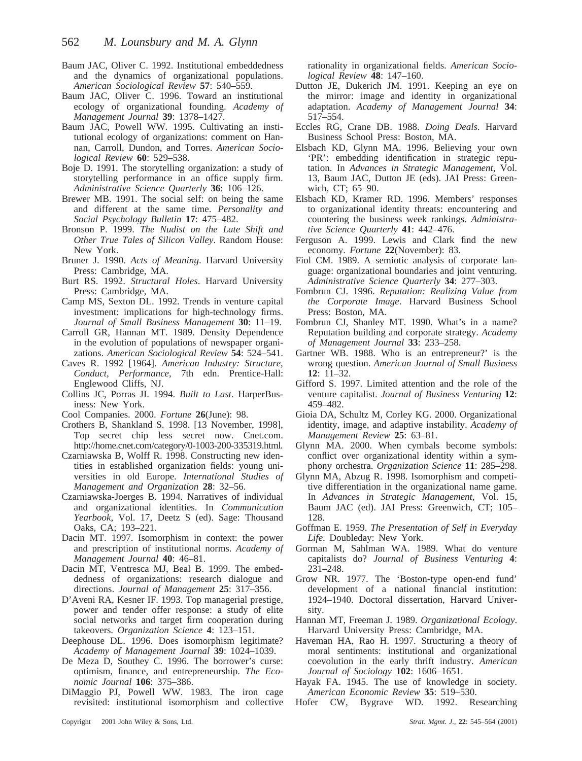Baum JAC, Oliver C. 1992. Institutional embeddedness and the dynamics of organizational populations. *American Sociological Review* **57**: 540–559.

Baum JAC, Oliver C. 1996. Toward an institutional ecology of organizational founding. *Academy of Management Journal* **39**: 1378–1427.

Baum JAC, Powell WW. 1995. Cultivating an institutional ecology of organizations: comment on Hannan, Carroll, Dundon, and Torres. *American Sociological Review* **60**: 529–538.

Boje D. 1991. The storytelling organization: a study of storytelling performance in an office supply firm. *Administrative Science Quarterly* **36**: 106–126.

Brewer MB. 1991. The social self: on being the same and different at the same time. *Personality and Social Psychology Bulletin* **17**: 475–482.

Bronson P. 1999. *The Nudist on the Late Shift and Other True Tales of Silicon Valley*. Random House: New York.

Bruner J. 1990. *Acts of Meaning*. Harvard University Press: Cambridge, MA.

Burt RS. 1992. *Structural Holes*. Harvard University Press: Cambridge, MA.

Camp MS, Sexton DL. 1992. Trends in venture capital investment: implications for high-technology firms. *Journal of Small Business Management* **30**: 11–19.

Carroll GR, Hannan MT. 1989. Density Dependence in the evolution of populations of newspaper organizations. *American Sociological Review* **54**: 524–541.

Caves R. 1992 [1964]. *American Industry: Structure, Conduct, Performance*, 7th edn. Prentice-Hall: Englewood Cliffs, NJ.

Collins JC, Porras JI. 1994. *Built to Last*. HarperBusiness: New York.

Cool Companies. 2000. *Fortune* **26**(June): 98.

Crothers B, Shankland S. 1998. [13 November, 1998], Top secret chip less secret now. Cnet.com. http://home.cnet.com/category/0-1003-200-335319.html.

Czarniawska B, Wolff R. 1998. Constructing new identities in established organization fields: young universities in old Europe. *International Studies of Management and Organization* **28**: 32–56.

Czarniawska-Joerges B. 1994. Narratives of individual and organizational identities. In *Communication Yearbook*, Vol. 17, Deetz S (ed). Sage: Thousand Oaks, CA; 193–221.

Dacin MT. 1997. Isomorphism in context: the power and prescription of institutional norms. *Academy of Management Journal* **40**: 46–81.

Dacin MT, Ventresca MJ, Beal B. 1999. The embeddedness of organizations: research dialogue and directions. *Journal of Management* **25**: 317–356.

D'Aveni RA, Kesner IF. 1993. Top managerial prestige, power and tender offer response: a study of elite social networks and target firm cooperation during takeovers. *Organization Science* **4**: 123–151.

Deephouse DL. 1996. Does isomorphism legitimate? *Academy of Management Journal* **39**: 1024–1039.

De Meza D, Southey C. 1996. The borrower's curse: optimism, finance, and entrepreneurship. *The Economic Journal* **106**: 375–386.

DiMaggio PJ, Powell WW. 1983. The iron cage revisited: institutional isomorphism and collective rationality in organizational fields. *American Sociological Review* **48**: 147–160.

Dutton JE, Dukerich JM. 1991. Keeping an eye on the mirror: image and identity in organizational adaptation. *Academy of Management Journal* **34**: 517–554.

Eccles RG, Crane DB. 1988. *Doing Deals*. Harvard Business School Press: Boston, MA.

Elsbach KD, Glynn MA. 1996. Believing your own 'PR': embedding identification in strategic reputation. In *Advances in Strategic Management*, Vol. 13, Baum JAC, Dutton JE (eds). JAI Press: Greenwich, CT; 65–90.

Elsbach KD, Kramer RD. 1996. Members' responses to organizational identity threats: encountering and countering the business week rankings. *Administrative Science Quarterly* **41**: 442–476.

Ferguson A. 1999. Lewis and Clark find the new economy. *Fortune* **22**(November): 83.

Fiol CM. 1989. A semiotic analysis of corporate language: organizational boundaries and joint venturing. *Administrative Science Quarterly* **34**: 277–303.

Fombrun CJ. 1996. *Reputation: Realizing Value from the Corporate Image*. Harvard Business School Press: Boston, MA.

Fombrun CJ, Shanley MT. 1990. What's in a name? Reputation building and corporate strategy. *Academy of Management Journal* **33**: 233–258.

Gartner WB. 1988. Who is an entrepreneur?' is the wrong question. *American Journal of Small Business* **12**: 11–32.

Gifford S. 1997. Limited attention and the role of the venture capitalist. *Journal of Business Venturing* **12**: 459–482.

Gioia DA, Schultz M, Corley KG. 2000. Organizational identity, image, and adaptive instability. *Academy of Management Review* **25**: 63–81.

Glynn MA. 2000. When cymbals become symbols: conflict over organizational identity within a symphony orchestra. *Organization Science* **11**: 285–298.

Glynn MA, Abzug R. 1998. Isomorphism and competitive differentiation in the organizational name game. In *Advances in Strategic Management*, Vol. 15, Baum JAC (ed). JAI Press: Greenwich, CT; 105–128.

Goffman E. 1959. *The Presentation of Self in Everyday Life*. Doubleday: New York.

Gorman M, Sahlman WA. 1989. What do venture capitalists do? *Journal of Business Venturing* **4**: 231–248.

Grow NR. 1977. The 'Boston-type open-end fund' development of a national financial institution: 1924–1940. Doctoral dissertation, Harvard University.

Hannan MT, Freeman J. 1989. *Organizational Ecology*. Harvard University Press: Cambridge, MA.

Haveman HA, Rao H. 1997. Structuring a theory of moral sentiments: institutional and organizational coevolution in the early thrift industry. *American Journal of Sociology* **102**: 1606–1651.

Hayak FA. 1945. The use of knowledge in society. *American Economic Review* **35**: 519–530.

Hofer CW, Bygrave WD. 1992. Researching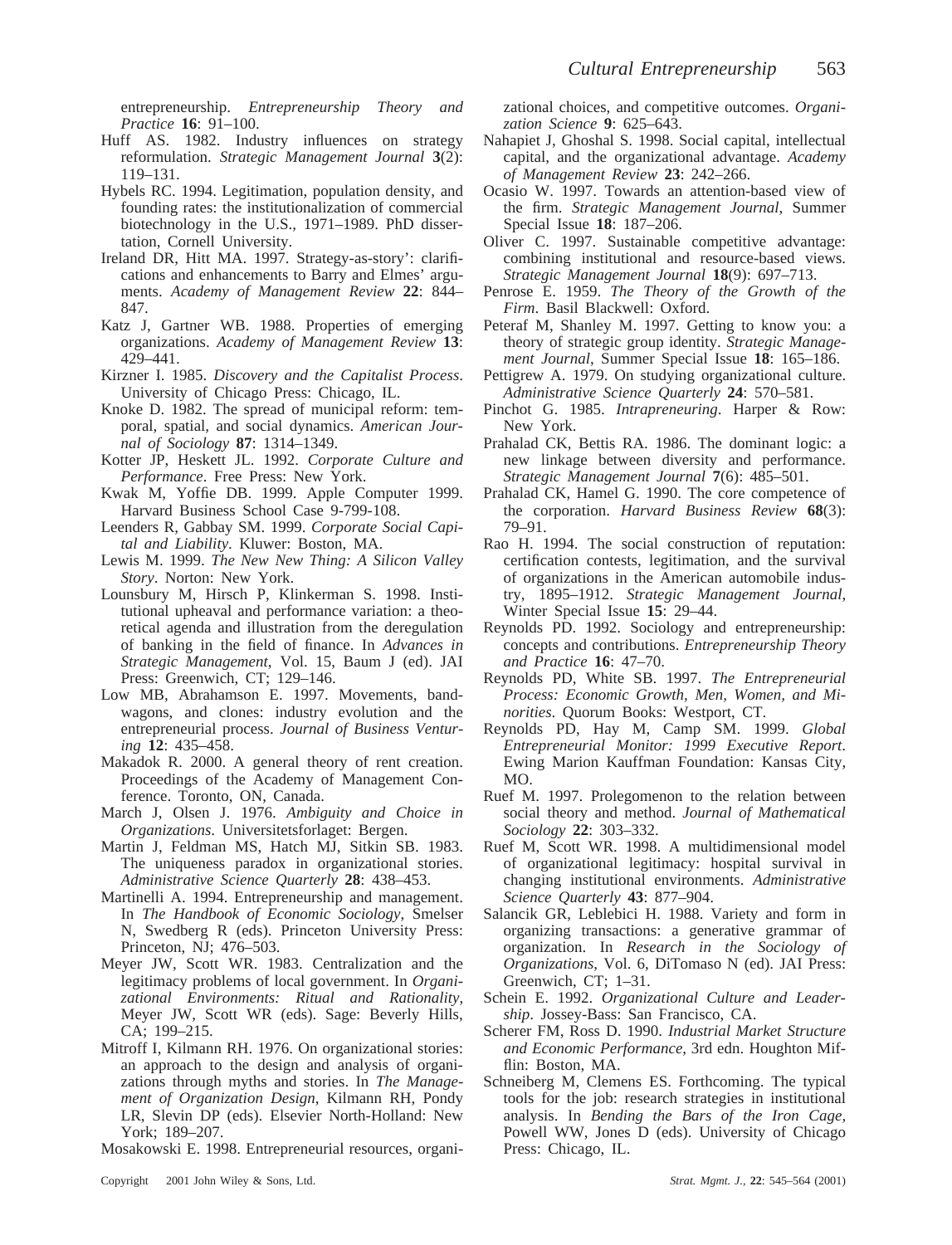entrepreneurship. *Entrepreneurship Theory and Practice* **16**: 91–100.

Huff AS. 1982. Industry influences on strategy reformulation. *Strategic Management Journal* **3**(2): 119–131.

Hybels RC. 1994. Legitimation, population density, and founding rates: the institutionalization of commercial biotechnology in the U.S., 1971–1989. PhD dissertation, Cornell University.

Ireland DR, Hitt MA. 1997. Strategy-as-story': clarifications and enhancements to Barry and Elmes' arguments. *Academy of Management Review* **22**: 844–847.

Katz J, Gartner WB. 1988. Properties of emerging organizations. *Academy of Management Review* **13**: 429–441.

Kirzner I. 1985. *Discovery and the Capitalist Process*. University of Chicago Press: Chicago, IL.

Knoke D. 1982. The spread of municipal reform: temporal, spatial, and social dynamics. *American Journal of Sociology* **87**: 1314–1349.

Kotter JP, Heskett JL. 1992. *Corporate Culture and Performance*. Free Press: New York.

Kwak M, Yoffie DB. 1999. Apple Computer 1999. Harvard Business School Case 9-799-108.

Leenders R, Gabbay SM. 1999. *Corporate Social Capital and Liability*. Kluwer: Boston, MA.

Lewis M. 1999. *The New New Thing: A Silicon Valley Story*. Norton: New York.

Lounsbury M, Hirsch P, Klinkerman S. 1998. Institutional upheaval and performance variation: a theoretical agenda and illustration from the deregulation of banking in the field of finance. In *Advances in Strategic Management*, Vol. 15, Baum J (ed). JAI Press: Greenwich, CT; 129–146.

Low MB, Abrahamson E. 1997. Movements, bandwagons, and clones: industry evolution and the entrepreneurial process. *Journal of Business Venturing* **12**: 435–458.

Makadok R. 2000. A general theory of rent creation. Proceedings of the Academy of Management Conference. Toronto, ON, Canada.

March J, Olsen J. 1976. *Ambiguity and Choice in Organizations*. Universitetsforlaget: Bergen.

Martin J, Feldman MS, Hatch MJ, Sitkin SB. 1983. The uniqueness paradox in organizational stories. *Administrative Science Quarterly* **28**: 438–453.

Martinelli A. 1994. Entrepreneurship and management. In *The Handbook of Economic Sociology*, Smelser N, Swedberg R (eds). Princeton University Press: Princeton, NJ; 476–503.

Meyer JW, Scott WR. 1983. Centralization and the legitimacy problems of local government. In *Organizational Environments: Ritual and Rationality*, Meyer JW, Scott WR (eds). Sage: Beverly Hills, CA; 199–215.

Mitroff I, Kilmann RH. 1976. On organizational stories: an approach to the design and analysis of organizations through myths and stories. In *The Management of Organization Design*, Kilmann RH, Pondy LR, Slevin DP (eds). Elsevier North-Holland: New York; 189–207.

Mosakowski E. 1998. Entrepreneurial resources, organizational choices, and competitive outcomes. *Organization Science* **9**: 625–643.

Nahapiet J, Ghoshal S. 1998. Social capital, intellectual capital, and the organizational advantage. *Academy of Management Review* **23**: 242–266.

Ocasio W. 1997. Towards an attention-based view of the firm. *Strategic Management Journal*, Summer Special Issue **18**: 187–206.

Oliver C. 1997. Sustainable competitive advantage: combining institutional and resource-based views. *Strategic Management Journal* **18**(9): 697–713.

Penrose E. 1959. *The Theory of the Growth of the Firm*. Basil Blackwell: Oxford.

Peteraf M, Shanley M. 1997. Getting to know you: a theory of strategic group identity. *Strategic Management Journal*, Summer Special Issue **18**: 165–186.

Pettigrew A. 1979. On studying organizational culture. *Administrative Science Quarterly* **24**: 570–581.

Pinchot G. 1985. *Intrapreneuring*. Harper & Row: New York.

Prahalad CK, Bettis RA. 1986. The dominant logic: a new linkage between diversity and performance. *Strategic Management Journal* **7**(6): 485–501.

Prahalad CK, Hamel G. 1990. The core competence of the corporation. *Harvard Business Review* **68**(3): 79–91.

Rao H. 1994. The social construction of reputation: certification contests, legitimation, and the survival of organizations in the American automobile industry, 1895–1912. *Strategic Management Journal*, Winter Special Issue **15**: 29–44.

Reynolds PD. 1992. Sociology and entrepreneurship: concepts and contributions. *Entrepreneurship Theory and Practice* **16**: 47–70.

Reynolds PD, White SB. 1997. *The Entrepreneurial Process: Economic Growth, Men, Women, and Minorities*. Quorum Books: Westport, CT.

Reynolds PD, Hay M, Camp SM. 1999. *Global Entrepreneurial Monitor: 1999 Executive Report*. Ewing Marion Kauffman Foundation: Kansas City, MO.

Ruef M. 1997. Prolegomenon to the relation between social theory and method. *Journal of Mathematical Sociology* **22**: 303–332.

Ruef M, Scott WR. 1998. A multidimensional model of organizational legitimacy: hospital survival in changing institutional environments. *Administrative Science Quarterly* **43**: 877–904.

Salancik GR, Leblebici H. 1988. Variety and form in organizing transactions: a generative grammar of organization. In *Research in the Sociology of Organizations*, Vol. 6, DiTomaso N (ed). JAI Press: Greenwich, CT; 1–31.

Schein E. 1992. *Organizational Culture and Leadership*. Jossey-Bass: San Francisco, CA.

Scherer FM, Ross D. 1990. *Industrial Market Structure and Economic Performance*, 3rd edn. Houghton Mifflin: Boston, MA.

Schneiberg M, Clemens ES. Forthcoming. The typical tools for the job: research strategies in institutional analysis. In *Bending the Bars of the Iron Cage*, Powell WW, Jones D (eds). University of Chicago Press: Chicago, IL.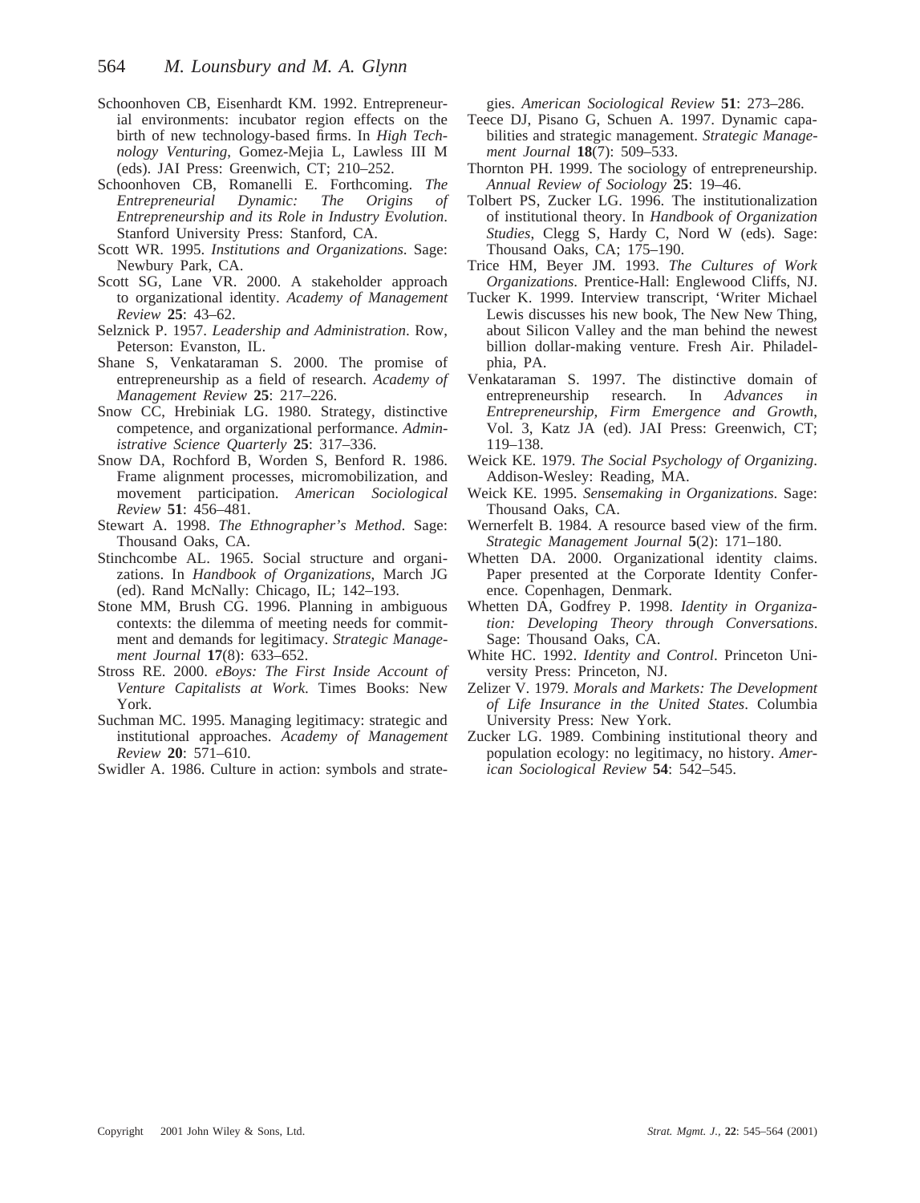Schoonhoven CB, Eisenhardt KM. 1992. Entrepreneurial environments: incubator region effects on the birth of new technology-based firms. In *High Technology Venturing*, Gomez-Mejia L, Lawless III M (eds). JAI Press: Greenwich, CT; 210–252.

Schoonhoven CB, Romanelli E. Forthcoming. *The Entrepreneurial Dynamic: The Origins of Entrepreneurship and its Role in Industry Evolution*. Stanford University Press: Stanford, CA.

Scott WR. 1995. *Institutions and Organizations*. Sage: Newbury Park, CA.

Scott SG, Lane VR. 2000. A stakeholder approach to organizational identity. *Academy of Management Review* **25**: 43–62.

Selznick P. 1957. *Leadership and Administration*. Row, Peterson: Evanston, IL.

Shane S, Venkataraman S. 2000. The promise of entrepreneurship as a field of research. *Academy of Management Review* **25**: 217–226.

Snow CC, Hrebiniak LG. 1980. Strategy, distinctive competence, and organizational performance. *Administrative Science Quarterly* **25**: 317–336.

Snow DA, Rochford B, Worden S, Benford R. 1986. Frame alignment processes, micromobilization, and movement participation. *American Sociological Review* **51**: 456–481.

Stewart A. 1998. *The Ethnographer's Method*. Sage: Thousand Oaks, CA.

Stinchcombe AL. 1965. Social structure and organizations. In *Handbook of Organizations*, March JG (ed). Rand McNally: Chicago, IL; 142–193.

Stone MM, Brush CG. 1996. Planning in ambiguous contexts: the dilemma of meeting needs for commitment and demands for legitimacy. *Strategic Management Journal* **17**(8): 633–652.

Stross RE. 2000. *eBoys: The First Inside Account of Venture Capitalists at Work*. Times Books: New York.

Suchman MC. 1995. Managing legitimacy: strategic and institutional approaches. *Academy of Management Review* **20**: 571–610.

Swidler A. 1986. Culture in action: symbols and strategies. *American Sociological Review* **51**: 273–286.

Teece DJ, Pisano G, Schuen A. 1997. Dynamic capabilities and strategic management. *Strategic Management Journal* **18**(7): 509–533.

Thornton PH. 1999. The sociology of entrepreneurship. *Annual Review of Sociology* **25**: 19–46.

Tolbert PS, Zucker LG. 1996. The institutionalization of institutional theory. In *Handbook of Organization Studies*, Clegg S, Hardy C, Nord W (eds). Sage: Thousand Oaks, CA; 175–190.

Trice HM, Beyer JM. 1993. *The Cultures of Work Organizations*. Prentice-Hall: Englewood Cliffs, NJ.

Tucker K. 1999. Interview transcript, 'Writer Michael Lewis discusses his new book, The New New Thing, about Silicon Valley and the man behind the newest billion dollar-making venture. Fresh Air. Philadelphia, PA.

Venkataraman S. 1997. The distinctive domain of entrepreneurship research. In *Advances in Entrepreneurship, Firm Emergence and Growth*, Vol. 3, Katz JA (ed). JAI Press: Greenwich, CT; 119–138.

Weick KE. 1979. *The Social Psychology of Organizing*. Addison-Wesley: Reading, MA.

Weick KE. 1995. *Sensemaking in Organizations*. Sage: Thousand Oaks, CA.

Wernerfelt B. 1984. A resource based view of the firm. *Strategic Management Journal* **5**(2): 171–180.

Whetten DA. 2000. Organizational identity claims. Paper presented at the Corporate Identity Conference. Copenhagen, Denmark.

Whetten DA, Godfrey P. 1998. *Identity in Organization: Developing Theory through Conversations*. Sage: Thousand Oaks, CA.

White HC. 1992. *Identity and Control*. Princeton University Press: Princeton, NJ.

Zelizer V. 1979. *Morals and Markets: The Development of Life Insurance in the United States*. Columbia University Press: New York.

Zucker LG. 1989. Combining institutional theory and population ecology: no legitimacy, no history. *American Sociological Review* **54**: 542–545.